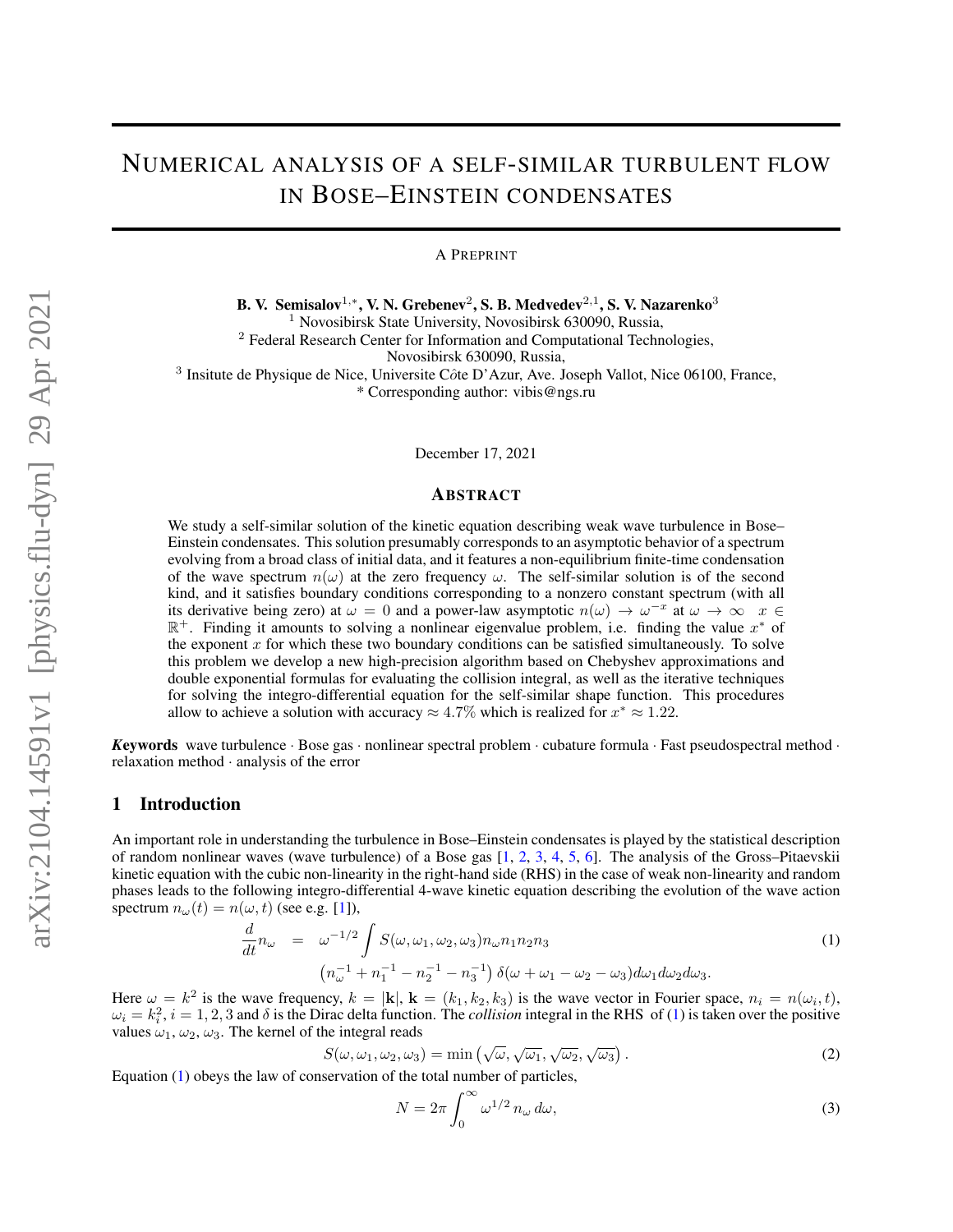# Numerical analysis of a self-similar turbulent flow in Bose–Einstein condensates

A Preprint

**B. V. Semisalov**[1,*], **V. N. Grebenev**[2], **S. B. Medvedev**[2,1], **S. V. Nazarenko**[3]

[1] Novosibirsk State University, Novosibirsk 630090, Russia,

[2] Federal Research Center for Information and Computational Technologies, Novosibirsk 630090, Russia,

[3] Insitute de Physique de Nice, Universite Côte D'Azur, Ave. Joseph Vallot, Nice 06100, France,

* Corresponding author: vibis@ngs.ru

December 17, 2021

## Abstract

We study a self-similar solution of the kinetic equation describing weak wave turbulence in Bose–Einstein condensates. This solution presumably corresponds to an asymptotic behavior of a spectrum evolving from a broad class of initial data, and it features a non-equilibrium finite-time condensation of the wave spectrum $n(\omega)$ at the zero frequency $\omega$. The self-similar solution is of the second kind, and it satisfies boundary conditions corresponding to a nonzero constant spectrum (with all its derivative being zero) at $\omega = 0$ and a power-law asymptotic $n(\omega) \to \omega^{-x}$ at $\omega \to \infty$ $x \in \mathbb{R}^+$. Finding it amounts to solving a nonlinear eigenvalue problem, i.e. finding the value $x^*$ of the exponent $x$ for which these two boundary conditions can be satisfied simultaneously. To solve this problem we develop a new high-precision algorithm based on Chebyshev approximations and double exponential formulas for evaluating the collision integral, as well as the iterative techniques for solving the integro-differential equation for the self-similar shape function. This procedures allow to achieve a solution with accuracy $\approx 4.7\%$ which is realized for $x^* \approx 1.22$.

***Keywords*** wave turbulence · Bose gas · nonlinear spectral problem · cubature formula · Fast pseudospectral method · relaxation method · analysis of the error

## 1 Introduction

An important role in understanding the turbulence in Bose–Einstein condensates is played by the statistical description of random nonlinear waves (wave turbulence) of a Bose gas [1, 2, 3, 4, 5, 6]. The analysis of the Gross–Pitaevskii kinetic equation with the cubic non-linearity in the right-hand side (RHS) in the case of weak non-linearity and random phases leads to the following integro-differential 4-wave kinetic equation describing the evolution of the wave action spectrum $n_\omega(t) = n(\omega, t)$ (see e.g. [1]),

$$
\begin{aligned}
\frac{d}{dt} n_\omega \;=\; & \omega^{-1/2} \int S(\omega, \omega_1, \omega_2, \omega_3) n_\omega n_1 n_2 n_3 \\
& \left(n_\omega^{-1} + n_1^{-1} - n_2^{-1} - n_3^{-1}\right) \delta(\omega + \omega_1 - \omega_2 - \omega_3) d\omega_1 d\omega_2 d\omega_3.
\end{aligned}
\tag{1}
$$

Here $\omega = k^2$ is the wave frequency, $k = |\mathbf{k}|$, $\mathbf{k} = (k_1, k_2, k_3)$ is the wave vector in Fourier space, $n_i = n(\omega_i, t)$, $\omega_i = k_i^2$, $i = 1, 2, 3$ and $\delta$ is the Dirac delta function. The *collision* integral in the RHS of (1) is taken over the positive values $\omega_1$, $\omega_2$, $\omega_3$. The kernel of the integral reads

$$
S(\omega, \omega_1, \omega_2, \omega_3) = \min\left(\sqrt{\omega}, \sqrt{\omega_1}, \sqrt{\omega_2}, \sqrt{\omega_3}\right). \tag{2}
$$

Equation (1) obeys the law of conservation of the total number of particles,

$$
N = 2\pi \int_0^\infty \omega^{1/2}\, n_\omega \, d\omega, \tag{3}
$$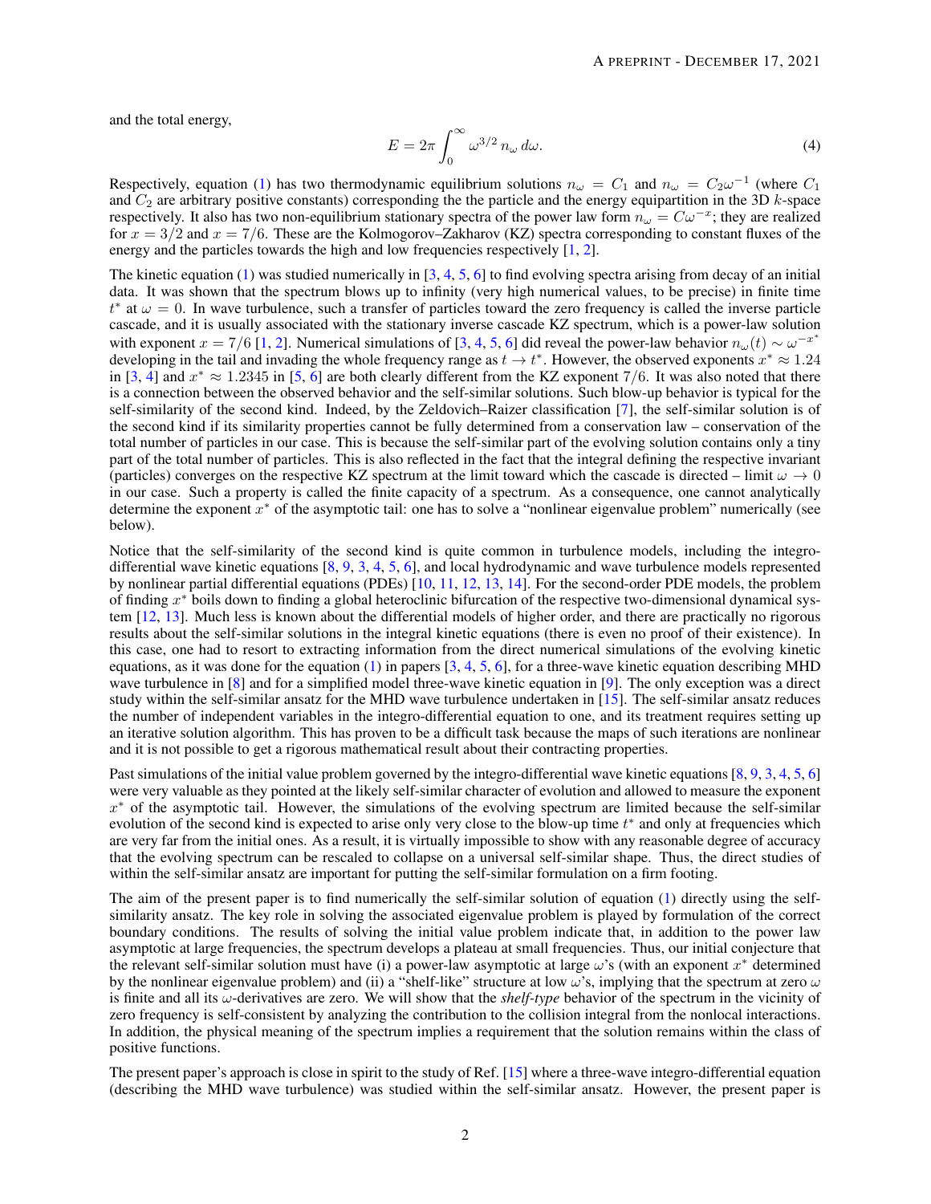and the total energy,

$$E = 2\pi \int_0^\infty \omega^{3/2}\, n_\omega \, d\omega. \tag{4}$$

Respectively, equation (1) has two thermodynamic equilibrium solutions $n_\omega = C_1$ and $n_\omega = C_2\omega^{-1}$ (where $C_1$ and $C_2$ are arbitrary positive constants) corresponding the the particle and the energy equipartition in the 3D $k$-space respectively. It also has two non-equilibrium stationary spectra of the power law form $n_\omega = C\omega^{-x}$; they are realized for $x = 3/2$ and $x = 7/6$. These are the Kolmogorov–Zakharov (KZ) spectra corresponding to constant fluxes of the energy and the particles towards the high and low frequencies respectively [1, 2].

The kinetic equation (1) was studied numerically in [3, 4, 5, 6] to find evolving spectra arising from decay of an initial data. It was shown that the spectrum blows up to infinity (very high numerical values, to be precise) in finite time $t^*$ at $\omega = 0$. In wave turbulence, such a transfer of particles toward the zero frequency is called the inverse particle cascade, and it is usually associated with the stationary inverse cascade KZ spectrum, which is a power-law solution with exponent $x = 7/6$ [1, 2]. Numerical simulations of [3, 4, 5, 6] did reveal the power-law behavior $n_\omega(t) \sim \omega^{-x^*}$ developing in the tail and invading the whole frequency range as $t \to t^*$. However, the observed exponents $x^* \approx 1.24$ in [3, 4] and $x^* \approx 1.2345$ in [5, 6] are both clearly different from the KZ exponent $7/6$. It was also noted that there is a connection between the observed behavior and the self-similar solutions. Such blow-up behavior is typical for the self-similarity of the second kind. Indeed, by the Zeldovich–Raizer classification [7], the self-similar solution is of the second kind if its similarity properties cannot be fully determined from a conservation law – conservation of the total number of particles in our case. This is because the self-similar part of the evolving solution contains only a tiny part of the total number of particles. This is also reflected in the fact that the integral defining the respective invariant (particles) converges on the respective KZ spectrum at the limit toward which the cascade is directed – limit $\omega \to 0$ in our case. Such a property is called the finite capacity of a spectrum. As a consequence, one cannot analytically determine the exponent $x^*$ of the asymptotic tail: one has to solve a "nonlinear eigenvalue problem" numerically (see below).

Notice that the self-similarity of the second kind is quite common in turbulence models, including the integro-differential wave kinetic equations [8, 9, 3, 4, 5, 6], and local hydrodynamic and wave turbulence models represented by nonlinear partial differential equations (PDEs) [10, 11, 12, 13, 14]. For the second-order PDE models, the problem of finding $x^*$ boils down to finding a global heteroclinic bifurcation of the respective two-dimensional dynamical system [12, 13]. Much less is known about the differential models of higher order, and there are practically no rigorous results about the self-similar solutions in the integral kinetic equations (there is even no proof of their existence). In this case, one had to resort to extracting information from the direct numerical simulations of the evolving kinetic equations, as it was done for the equation (1) in papers [3, 4, 5, 6], for a three-wave kinetic equation describing MHD wave turbulence in [8] and for a simplified model three-wave kinetic equation in [9]. The only exception was a direct study within the self-similar ansatz for the MHD wave turbulence undertaken in [15]. The self-similar ansatz reduces the number of independent variables in the integro-differential equation to one, and its treatment requires setting up an iterative solution algorithm. This has proven to be a difficult task because the maps of such iterations are nonlinear and it is not possible to get a rigorous mathematical result about their contracting properties.

Past simulations of the initial value problem governed by the integro-differential wave kinetic equations [8, 9, 3, 4, 5, 6] were very valuable as they pointed at the likely self-similar character of evolution and allowed to measure the exponent $x^*$ of the asymptotic tail. However, the simulations of the evolving spectrum are limited because the self-similar evolution of the second kind is expected to arise only very close to the blow-up time $t^*$ and only at frequencies which are very far from the initial ones. As a result, it is virtually impossible to show with any reasonable degree of accuracy that the evolving spectrum can be rescaled to collapse on a universal self-similar shape. Thus, the direct studies of within the self-similar ansatz are important for putting the self-similar formulation on a firm footing.

The aim of the present paper is to find numerically the self-similar solution of equation (1) directly using the self-similarity ansatz. The key role in solving the associated eigenvalue problem is played by formulation of the correct boundary conditions. The results of solving the initial value problem indicate that, in addition to the power law asymptotic at large frequencies, the spectrum develops a plateau at small frequencies. Thus, our initial conjecture that the relevant self-similar solution must have (i) a power-law asymptotic at large $\omega$'s (with an exponent $x^*$ determined by the nonlinear eigenvalue problem) and (ii) a "shelf-like" structure at low $\omega$'s, implying that the spectrum at zero $\omega$ is finite and all its $\omega$-derivatives are zero. We will show that the *shelf-type* behavior of the spectrum in the vicinity of zero frequency is self-consistent by analyzing the contribution to the collision integral from the nonlocal interactions. In addition, the physical meaning of the spectrum implies a requirement that the solution remains within the class of positive functions.

The present paper's approach is close in spirit to the study of Ref. [15] where a three-wave integro-differential equation (describing the MHD wave turbulence) was studied within the self-similar ansatz. However, the present paper is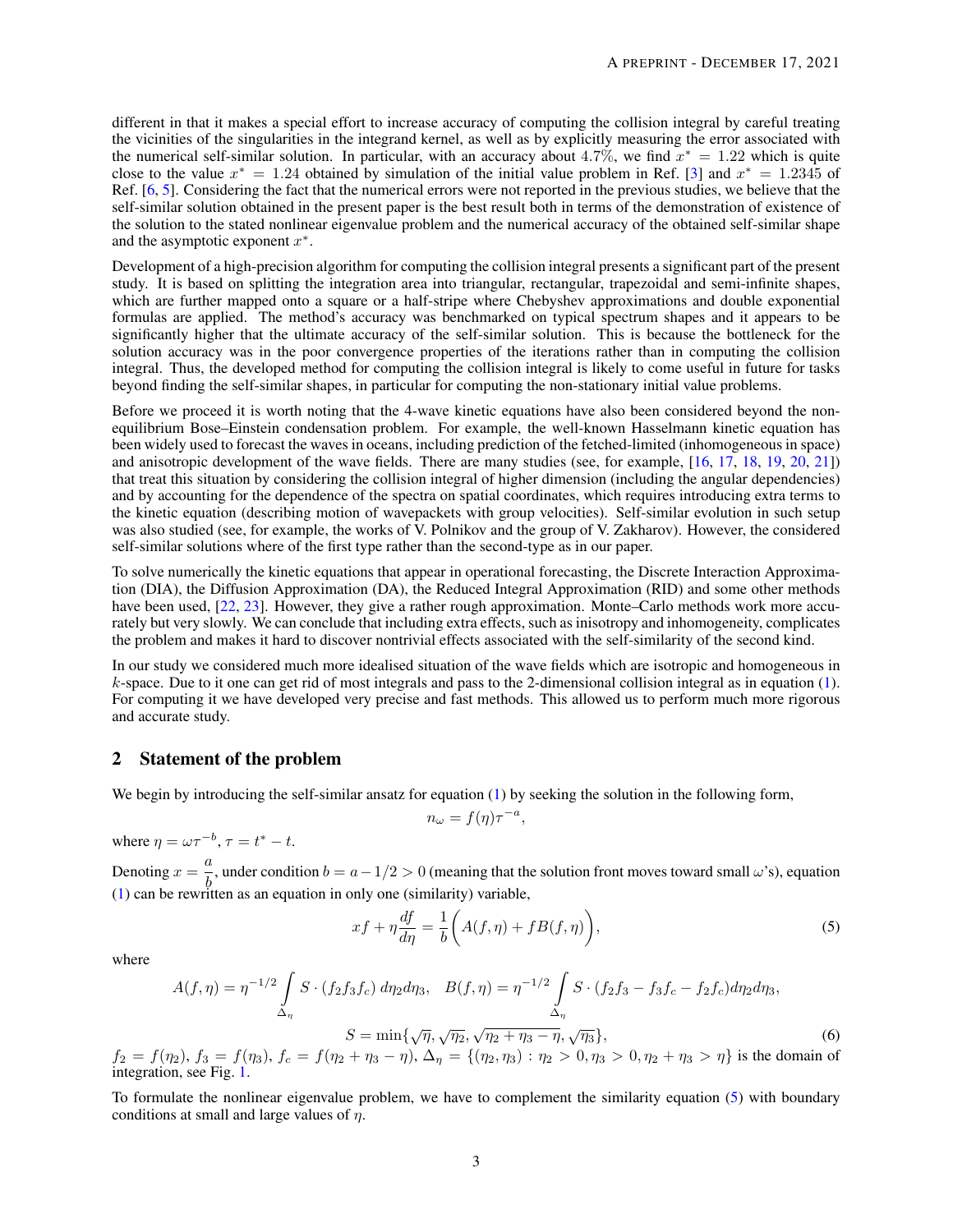different in that it makes a special effort to increase accuracy of computing the collision integral by careful treating the vicinities of the singularities in the integrand kernel, as well as by explicitly measuring the error associated with the numerical self-similar solution. In particular, with an accuracy about 4.7%, we find $x^* = 1.22$ which is quite close to the value $x^* = 1.24$ obtained by simulation of the initial value problem in Ref. [3] and $x^* = 1.2345$ of Ref. [6, 5]. Considering the fact that the numerical errors were not reported in the previous studies, we believe that the self-similar solution obtained in the present paper is the best result both in terms of the demonstration of existence of the solution to the stated nonlinear eigenvalue problem and the numerical accuracy of the obtained self-similar shape and the asymptotic exponent $x^*$.

Development of a high-precision algorithm for computing the collision integral presents a significant part of the present study. It is based on splitting the integration area into triangular, rectangular, trapezoidal and semi-infinite shapes, which are further mapped onto a square or a half-stripe where Chebyshev approximations and double exponential formulas are applied. The method's accuracy was benchmarked on typical spectrum shapes and it appears to be significantly higher that the ultimate accuracy of the self-similar solution. This is because the bottleneck for the solution accuracy was in the poor convergence properties of the iterations rather than in computing the collision integral. Thus, the developed method for computing the collision integral is likely to come useful in future for tasks beyond finding the self-similar shapes, in particular for computing the non-stationary initial value problems.

Before we proceed it is worth noting that the 4-wave kinetic equations have also been considered beyond the non-equilibrium Bose–Einstein condensation problem. For example, the well-known Hasselmann kinetic equation has been widely used to forecast the waves in oceans, including prediction of the fetched-limited (inhomogeneous in space) and anisotropic development of the wave fields. There are many studies (see, for example, [16, 17, 18, 19, 20, 21]) that treat this situation by considering the collision integral of higher dimension (including the angular dependencies) and by accounting for the dependence of the spectra on spatial coordinates, which requires introducing extra terms to the kinetic equation (describing motion of wavepackets with group velocities). Self-similar evolution in such setup was also studied (see, for example, the works of V. Polnikov and the group of V. Zakharov). However, the considered self-similar solutions where of the first type rather than the second-type as in our paper.

To solve numerically the kinetic equations that appear in operational forecasting, the Discrete Interaction Approximation (DIA), the Diffusion Approximation (DA), the Reduced Integral Approximation (RID) and some other methods have been used, [22, 23]. However, they give a rather rough approximation. Monte–Carlo methods work more accurately but very slowly. We can conclude that including extra effects, such as inisotropy and inhomogeneity, complicates the problem and makes it hard to discover nontrivial effects associated with the self-similarity of the second kind.

In our study we considered much more idealised situation of the wave fields which are isotropic and homogeneous in $k$-space. Due to it one can get rid of most integrals and pass to the 2-dimensional collision integral as in equation (1). For computing it we have developed very precise and fast methods. This allowed us to perform much more rigorous and accurate study.

## 2 Statement of the problem

We begin by introducing the self-similar ansatz for equation (1) by seeking the solution in the following form,

$$n_\omega = f(\eta)\tau^{-a},$$

where $\eta = \omega\tau^{-b}$, $\tau = t^* - t$.

Denoting $x = \dfrac{a}{b}$, under condition $b = a - 1/2 > 0$ (meaning that the solution front moves toward small $\omega$'s), equation (1) can be rewritten as an equation in only one (similarity) variable,

$$xf + \eta\frac{df}{d\eta} = \frac{1}{b}\bigg(A(f,\eta) + fB(f,\eta)\bigg), \tag{5}$$

where

$$A(f,\eta) = \eta^{-1/2}\int\limits_{\Delta_\eta} S\cdot(f_2f_3f_c)\,d\eta_2 d\eta_3, \quad B(f,\eta) = \eta^{-1/2}\int\limits_{\Delta_\eta} S\cdot(f_2f_3 - f_3f_c - f_2f_c)d\eta_2 d\eta_3,$$

$$S = \min\{\sqrt{\eta}, \sqrt{\eta_2}, \sqrt{\eta_2+\eta_3-\eta}, \sqrt{\eta_3}\}, \tag{6}$$

$f_2 = f(\eta_2)$, $f_3 = f(\eta_3)$, $f_c = f(\eta_2+\eta_3-\eta)$, $\Delta_\eta = \{(\eta_2,\eta_3) : \eta_2 > 0, \eta_3 > 0, \eta_2+\eta_3 > \eta\}$ is the domain of integration, see Fig. 1.

To formulate the nonlinear eigenvalue problem, we have to complement the similarity equation (5) with boundary conditions at small and large values of $\eta$.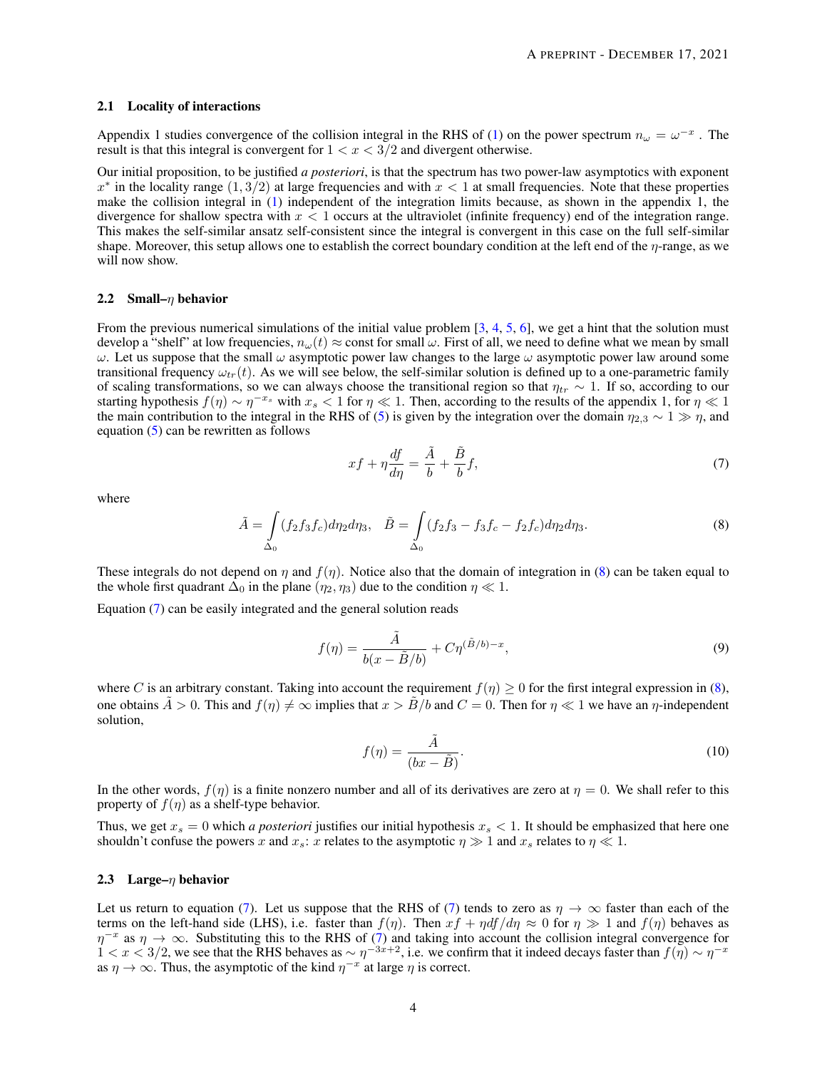### 2.1 Locality of interactions

Appendix 1 studies convergence of the collision integral in the RHS of (1) on the power spectrum $n_\omega = \omega^{-x}$ . The result is that this integral is convergent for $1 < x < 3/2$ and divergent otherwise.

Our initial proposition, to be justified *a posteriori*, is that the spectrum has two power-law asymptotics with exponent $x^*$ in the locality range $(1, 3/2)$ at large frequencies and with $x < 1$ at small frequencies. Note that these properties make the collision integral in (1) independent of the integration limits because, as shown in the appendix 1, the divergence for shallow spectra with $x < 1$ occurs at the ultraviolet (infinite frequency) end of the integration range. This makes the self-similar ansatz self-consistent since the integral is convergent in this case on the full self-similar shape. Moreover, this setup allows one to establish the correct boundary condition at the left end of the $\eta$-range, as we will now show.

### 2.2 Small–$\eta$ behavior

From the previous numerical simulations of the initial value problem [3, 4, 5, 6], we get a hint that the solution must develop a "shelf" at low frequencies, $n_\omega(t) \approx \text{const}$ for small $\omega$. First of all, we need to define what we mean by small $\omega$. Let us suppose that the small $\omega$ asymptotic power law changes to the large $\omega$ asymptotic power law around some transitional frequency $\omega_{tr}(t)$. As we will see below, the self-similar solution is defined up to a one-parametric family of scaling transformations, so we can always choose the transitional region so that $\eta_{tr} \sim 1$. If so, according to our starting hypothesis $f(\eta) \sim \eta^{-x_s}$ with $x_s < 1$ for $\eta \ll 1$. Then, according to the results of the appendix 1, for $\eta \ll 1$ the main contribution to the integral in the RHS of (5) is given by the integration over the domain $\eta_{2,3} \sim 1 \gg \eta$, and equation (5) can be rewritten as follows

$$xf + \eta \frac{df}{d\eta} = \frac{\tilde{A}}{b} + \frac{\tilde{B}}{b} f, \tag{7}$$

where

$$\tilde{A} = \int_{\Delta_0} (f_2 f_3 f_c) d\eta_2 d\eta_3, \quad \tilde{B} = \int_{\Delta_0} (f_2 f_3 - f_3 f_c - f_2 f_c) d\eta_2 d\eta_3. \tag{8}$$

These integrals do not depend on $\eta$ and $f(\eta)$. Notice also that the domain of integration in (8) can be taken equal to the whole first quadrant $\Delta_0$ in the plane $(\eta_2, \eta_3)$ due to the condition $\eta \ll 1$.

Equation (7) can be easily integrated and the general solution reads

$$f(\eta) = \frac{\tilde{A}}{b(x - \tilde{B}/b)} + C\eta^{(\tilde{B}/b) - x}, \tag{9}$$

where $C$ is an arbitrary constant. Taking into account the requirement $f(\eta) \geq 0$ for the first integral expression in (8), one obtains $\tilde{A} > 0$. This and $f(\eta) \neq \infty$ implies that $x > \tilde{B}/b$ and $C = 0$. Then for $\eta \ll 1$ we have an $\eta$-independent solution,

$$f(\eta) = \frac{\tilde{A}}{(bx - \tilde{B})}. \tag{10}$$

In the other words, $f(\eta)$ is a finite nonzero number and all of its derivatives are zero at $\eta = 0$. We shall refer to this property of $f(\eta)$ as a shelf-type behavior.

Thus, we get $x_s = 0$ which *a posteriori* justifies our initial hypothesis $x_s < 1$. It should be emphasized that here one shouldn't confuse the powers $x$ and $x_s$: $x$ relates to the asymptotic $\eta \gg 1$ and $x_s$ relates to $\eta \ll 1$.

### 2.3 Large–$\eta$ behavior

Let us return to equation (7). Let us suppose that the RHS of (7) tends to zero as $\eta \to \infty$ faster than each of the terms on the left-hand side (LHS), i.e. faster than $f(\eta)$. Then $xf + \eta df/d\eta \approx 0$ for $\eta \gg 1$ and $f(\eta)$ behaves as $\eta^{-x}$ as $\eta \to \infty$. Substituting this to the RHS of (7) and taking into account the collision integral convergence for $1 < x < 3/2$, we see that the RHS behaves as $\sim \eta^{-3x+2}$, i.e. we confirm that it indeed decays faster than $f(\eta) \sim \eta^{-x}$ as $\eta \to \infty$. Thus, the asymptotic of the kind $\eta^{-x}$ at large $\eta$ is correct.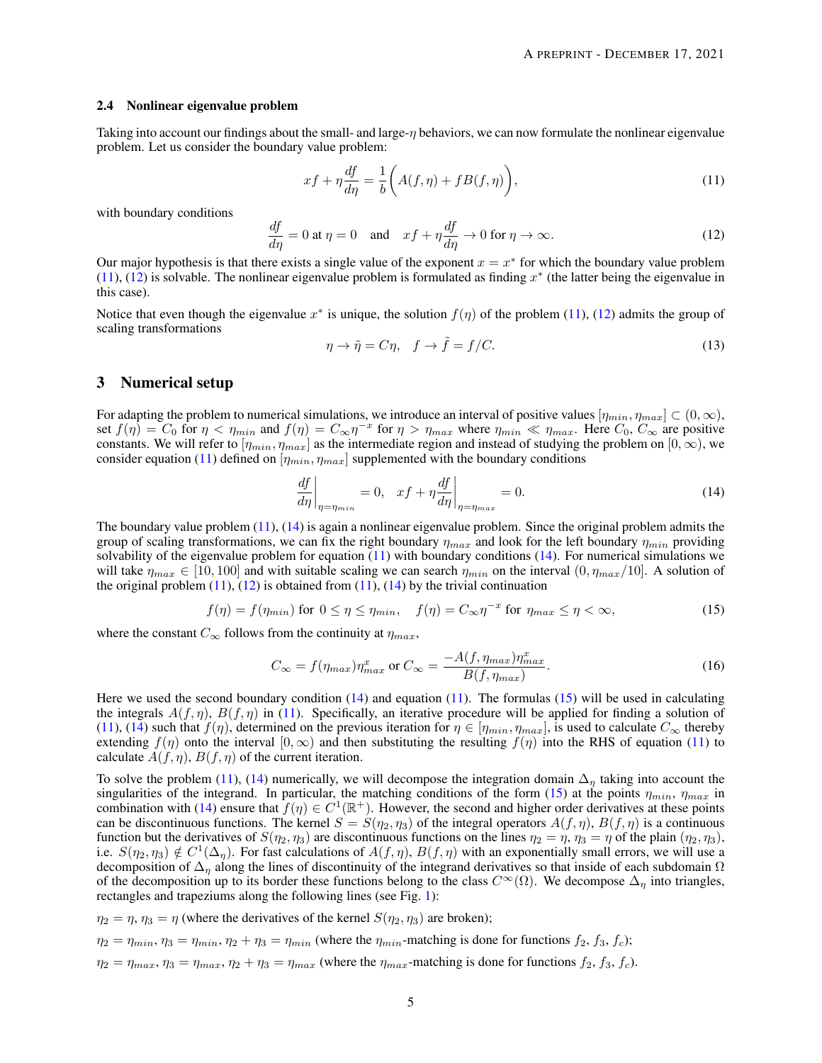### 2.4 Nonlinear eigenvalue problem

Taking into account our findings about the small- and large-$\eta$ behaviors, we can now formulate the nonlinear eigenvalue problem. Let us consider the boundary value problem:

$$xf + \eta \frac{df}{d\eta} = \frac{1}{b}\bigg( A(f,\eta) + fB(f,\eta) \bigg), \tag{11}$$

with boundary conditions

$$\frac{df}{d\eta} = 0 \text{ at } \eta = 0 \quad \text{and} \quad xf + \eta \frac{df}{d\eta} \to 0 \text{ for } \eta \to \infty. \tag{12}$$

Our major hypothesis is that there exists a single value of the exponent $x = x^*$ for which the boundary value problem (11), (12) is solvable. The nonlinear eigenvalue problem is formulated as finding $x^*$ (the latter being the eigenvalue in this case).

Notice that even though the eigenvalue $x^*$ is unique, the solution $f(\eta)$ of the problem (11), (12) admits the group of scaling transformations

$$\eta \to \tilde{\eta} = C\eta, \quad f \to \tilde{f} = f/C. \tag{13}$$

## 3 Numerical setup

For adapting the problem to numerical simulations, we introduce an interval of positive values $[\eta_{min}, \eta_{max}] \subset (0, \infty)$, set $f(\eta) = C_0$ for $\eta < \eta_{min}$ and $f(\eta) = C_\infty \eta^{-x}$ for $\eta > \eta_{max}$ where $\eta_{min} \ll \eta_{max}$. Here $C_0$, $C_\infty$ are positive constants. We will refer to $[\eta_{min}, \eta_{max}]$ as the intermediate region and instead of studying the problem on $[0, \infty)$, we consider equation (11) defined on $[\eta_{min}, \eta_{max}]$ supplemented with the boundary conditions

$$\left.\frac{df}{d\eta}\right|_{\eta=\eta_{min}} = 0, \quad \left. xf + \eta \frac{df}{d\eta}\right|_{\eta=\eta_{max}} = 0. \tag{14}$$

The boundary value problem (11), (14) is again a nonlinear eigenvalue problem. Since the original problem admits the group of scaling transformations, we can fix the right boundary $\eta_{max}$ and look for the left boundary $\eta_{min}$ providing solvability of the eigenvalue problem for equation (11) with boundary conditions (14). For numerical simulations we will take $\eta_{max} \in [10, 100]$ and with suitable scaling we can search $\eta_{min}$ on the interval $(0, \eta_{max}/10]$. A solution of the original problem (11), (12) is obtained from (11), (14) by the trivial continuation

$$f(\eta) = f(\eta_{min}) \text{ for } 0 \le \eta \le \eta_{min}, \quad f(\eta) = C_\infty \eta^{-x} \text{ for } \eta_{max} \le \eta < \infty, \tag{15}$$

where the constant $C_\infty$ follows from the continuity at $\eta_{max}$,

$$C_\infty = f(\eta_{max})\eta_{max}^x \text{ or } C_\infty = \frac{-A(f, \eta_{max})\eta_{max}^x}{B(f, \eta_{max})}. \tag{16}$$

Here we used the second boundary condition (14) and equation (11). The formulas (15) will be used in calculating the integrals $A(f, \eta)$, $B(f, \eta)$ in (11). Specifically, an iterative procedure will be applied for finding a solution of (11), (14) such that $f(\eta)$, determined on the previous iteration for $\eta \in [\eta_{min}, \eta_{max}]$, is used to calculate $C_\infty$ thereby extending $f(\eta)$ onto the interval $[0, \infty)$ and then substituting the resulting $f(\eta)$ into the RHS of equation (11) to calculate $A(f, \eta)$, $B(f, \eta)$ of the current iteration.

To solve the problem (11), (14) numerically, we will decompose the integration domain $\Delta_\eta$ taking into account the singularities of the integrand. In particular, the matching conditions of the form (15) at the points $\eta_{min}$, $\eta_{max}$ in combination with (14) ensure that $f(\eta) \in C^1(\mathbb{R}^+)$. However, the second and higher order derivatives at these points can be discontinuous functions. The kernel $S = S(\eta_2, \eta_3)$ of the integral operators $A(f, \eta)$, $B(f, \eta)$ is a continuous function but the derivatives of $S(\eta_2, \eta_3)$ are discontinuous functions on the lines $\eta_2 = \eta$, $\eta_3 = \eta$ of the plain $(\eta_2, \eta_3)$, i.e. $S(\eta_2, \eta_3) \notin C^1(\Delta_\eta)$. For fast calculations of $A(f, \eta)$, $B(f, \eta)$ with an exponentially small errors, we will use a decomposition of $\Delta_\eta$ along the lines of discontinuity of the integrand derivatives so that inside of each subdomain $\Omega$ of the decomposition up to its border these functions belong to the class $C^\infty(\Omega)$. We decompose $\Delta_\eta$ into triangles, rectangles and trapeziums along the following lines (see Fig. 1):

$\eta_2 = \eta$, $\eta_3 = \eta$ (where the derivatives of the kernel $S(\eta_2, \eta_3)$ are broken);

$\eta_2 = \eta_{min}$, $\eta_3 = \eta_{min}$, $\eta_2 + \eta_3 = \eta_{min}$ (where the $\eta_{min}$-matching is done for functions $f_2$, $f_3$, $f_c$);

$\eta_2 = \eta_{max}$, $\eta_3 = \eta_{max}$, $\eta_2 + \eta_3 = \eta_{max}$ (where the $\eta_{max}$-matching is done for functions $f_2$, $f_3$, $f_c$).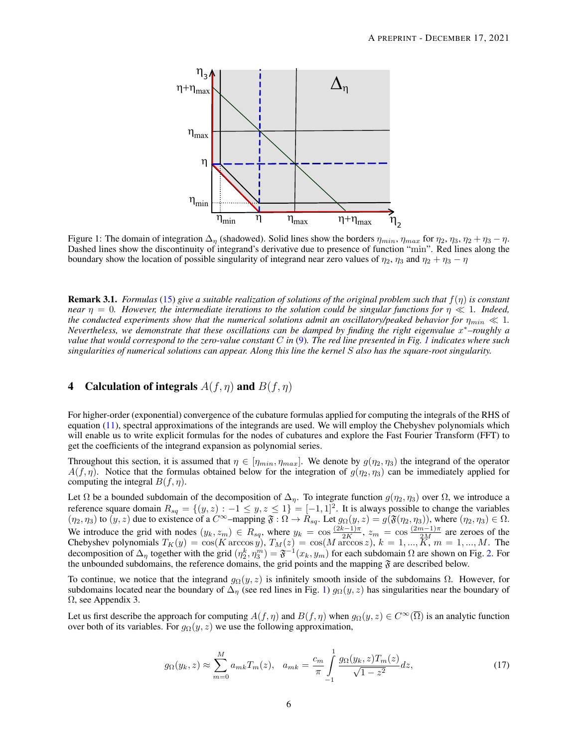Figure 1: The domain of integration $\Delta_\eta$ (shadowed). Solid lines show the borders $\eta_{min}$, $\eta_{max}$ for $\eta_2$, $\eta_3$, $\eta_2 + \eta_3 - \eta$. Dashed lines show the discontinuity of integrand's derivative due to presence of function "min". Red lines along the boundary show the location of possible singularity of integrand near zero values of $\eta_2$, $\eta_3$ and $\eta_2 + \eta_3 - \eta$

**Remark 3.1.** *Formulas (15) give a suitable realization of solutions of the original problem such that $f(\eta)$ is constant near $\eta = 0$. However, the intermediate iterations to the solution could be singular functions for $\eta \ll 1$. Indeed, the conducted experiments show that the numerical solutions admit an oscillatory/peaked behavior for $\eta_{min} \ll 1$. Nevertheless, we demonstrate that these oscillations can be damped by finding the right eigenvalue $x^*$–roughly a value that would correspond to the zero-value constant $C$ in (9). The red line presented in Fig. 1 indicates where such singularities of numerical solutions can appear. Along this line the kernel $S$ also has the square-root singularity.*

# 4 Calculation of integrals $A(f, \eta)$ and $B(f, \eta)$

For higher-order (exponential) convergence of the cubature formulas applied for computing the integrals of the RHS of equation (11), spectral approximations of the integrands are used. We will employ the Chebyshev polynomials which will enable us to write explicit formulas for the nodes of cubatures and explore the Fast Fourier Transform (FFT) to get the coefficients of the integrand expansion as polynomial series.

Throughout this section, it is assumed that $\eta \in [\eta_{min}, \eta_{max}]$. We denote by $g(\eta_2, \eta_3)$ the integrand of the operator $A(f, \eta)$. Notice that the formulas obtained below for the integration of $g(\eta_2, \eta_3)$ can be immediately applied for computing the integral $B(f, \eta)$.

Let $\Omega$ be a bounded subdomain of the decomposition of $\Delta_\eta$. To integrate function $g(\eta_2, \eta_3)$ over $\Omega$, we introduce a reference square domain $R_{sq} = \{(y, z) : -1 \le y, z \le 1\} = [-1, 1]^2$. It is always possible to change the variables $(\eta_2, \eta_3)$ to $(y, z)$ due to existence of a $C^\infty$–mapping $\mathfrak{F} : \Omega \to R_{sq}$. Let $g_\Omega(y, z) = g(\mathfrak{F}(\eta_2, \eta_3))$, where $(\eta_2, \eta_3) \in \Omega$. We introduce the grid with nodes $(y_k, z_m) \in R_{sq}$, where $y_k = \cos\frac{(2k-1)\pi}{2K}$, $z_m = \cos\frac{(2m-1)\pi}{2M}$ are zeroes of the Chebyshev polynomials $T_K(y) = \cos(K \arccos y)$, $T_M(z) = \cos(M \arccos z)$, $k = 1, ..., K$, $m = 1, ..., M$. The decomposition of $\Delta_\eta$ together with the grid $(\eta_2^k, \eta_3^m) = \mathfrak{F}^{-1}(x_k, y_m)$ for each subdomain $\Omega$ are shown on Fig. 2. For the unbounded subdomains, the reference domains, the grid points and the mapping $\mathfrak{F}$ are described below.

To continue, we notice that the integrand $g_\Omega(y, z)$ is infinitely smooth inside of the subdomains $\Omega$. However, for subdomains located near the boundary of $\Delta_\eta$ (see red lines in Fig. 1) $g_\Omega(y, z)$ has singularities near the boundary of $\Omega$, see Appendix 3.

Let us first describe the approach for computing $A(f, \eta)$ and $B(f, \eta)$ when $g_\Omega(y, z) \in C^\infty(\overline{\Omega})$ is an analytic function over both of its variables. For $g_\Omega(y, z)$ we use the following approximation,

$$g_\Omega(y_k, z) \approx \sum_{m=0}^{M} a_{mk} T_m(z), \quad a_{mk} = \frac{c_m}{\pi} \int_{-1}^{1} \frac{g_\Omega(y_k, z) T_m(z)}{\sqrt{1 - z^2}} dz, \tag{17}$$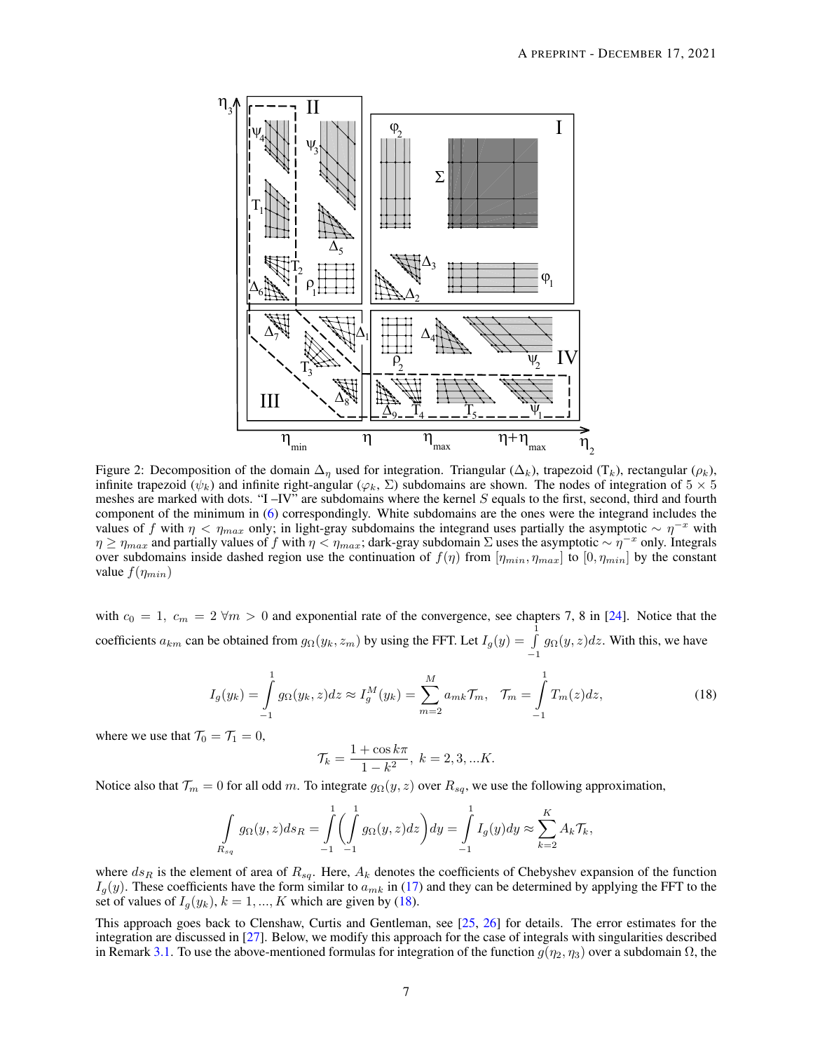Figure 2: Decomposition of the domain $\Delta_\eta$ used for integration. Triangular ($\Delta_k$), trapezoid ($\mathrm{T}_k$), rectangular ($\rho_k$), infinite trapezoid ($\psi_k$) and infinite right-angular ($\varphi_k$, $\Sigma$) subdomains are shown. The nodes of integration of $5 \times 5$ meshes are marked with dots. "I –IV" are subdomains where the kernel $S$ equals to the first, second, third and fourth component of the minimum in (6) correspondingly. White subdomains are the ones were the integrand includes the values of $f$ with $\eta < \eta_{max}$ only; in light-gray subdomains the integrand uses partially the asymptotic $\sim \eta^{-x}$ with $\eta \geq \eta_{max}$ and partially values of $f$ with $\eta < \eta_{max}$; dark-gray subdomain $\Sigma$ uses the asymptotic $\sim \eta^{-x}$ only. Integrals over subdomains inside dashed region use the continuation of $f(\eta)$ from $[\eta_{min}, \eta_{max}]$ to $[0, \eta_{min}]$ by the constant value $f(\eta_{min})$

with $c_0 = 1,\ c_m = 2\ \forall m > 0$ and exponential rate of the convergence, see chapters 7, 8 in [24]. Notice that the coefficients $a_{km}$ can be obtained from $g_\Omega(y_k, z_m)$ by using the FFT. Let $I_g(y) = \int_{-1}^{1} g_\Omega(y, z)dz$. With this, we have

$$I_g(y_k) = \int_{-1}^{1} g_\Omega(y_k, z)dz \approx I_g^M(y_k) = \sum_{m=2}^{M} a_{mk}\mathcal{T}_m, \quad \mathcal{T}_m = \int_{-1}^{1} T_m(z)dz, \tag{18}$$

where we use that $\mathcal{T}_0 = \mathcal{T}_1 = 0$,

$$\mathcal{T}_k = \frac{1 + \cos k\pi}{1 - k^2},\ k = 2, 3, ...K.$$

Notice also that $\mathcal{T}_m = 0$ for all odd $m$. To integrate $g_\Omega(y, z)$ over $R_{sq}$, we use the following approximation,

$$\int_{R_{sq}} g_\Omega(y, z)ds_R = \int_{-1}^{1}\left(\int_{-1}^{1} g_\Omega(y, z)dz\right)dy = \int_{-1}^{1} I_g(y)dy \approx \sum_{k=2}^{K} A_k\mathcal{T}_k,$$

where $ds_R$ is the element of area of $R_{sq}$. Here, $A_k$ denotes the coefficients of Chebyshev expansion of the function $I_g(y)$. These coefficients have the form similar to $a_{mk}$ in (17) and they can be determined by applying the FFT to the set of values of $I_g(y_k)$, $k = 1, ..., K$ which are given by (18).

This approach goes back to Clenshaw, Curtis and Gentleman, see [25, 26] for details. The error estimates for the integration are discussed in [27]. Below, we modify this approach for the case of integrals with singularities described in Remark 3.1. To use the above-mentioned formulas for integration of the function $g(\eta_2, \eta_3)$ over a subdomain $\Omega$, the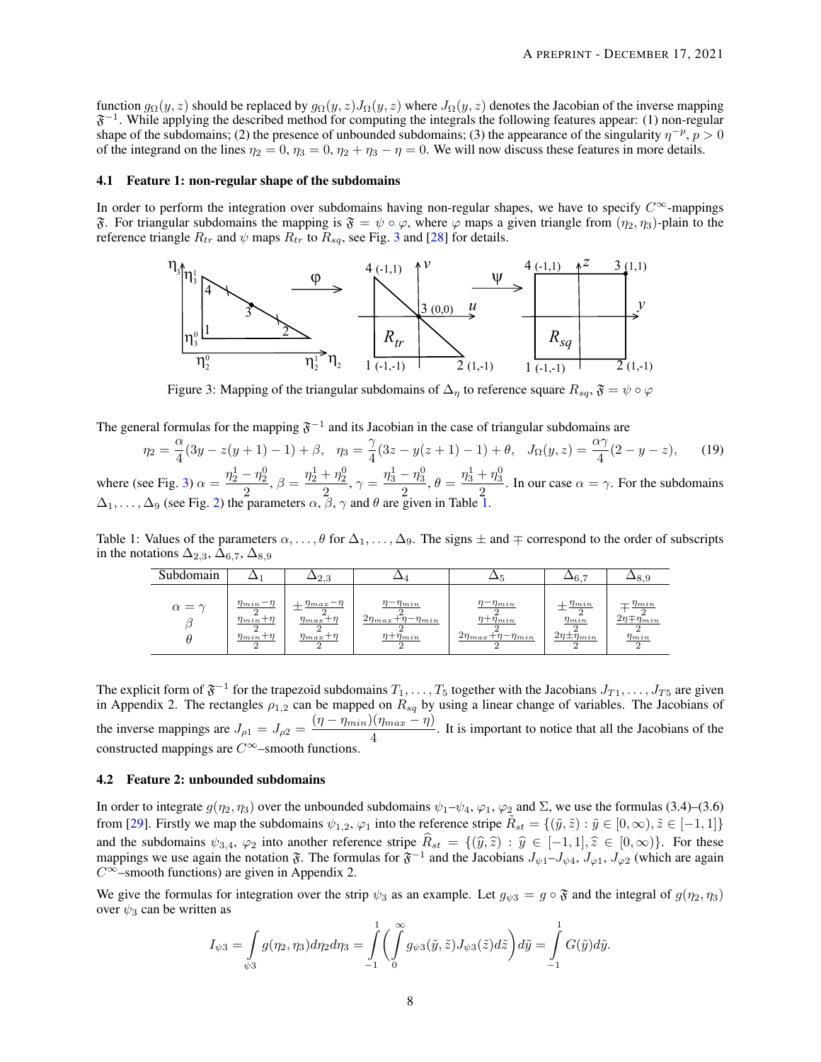function $g_\Omega(y,z)$ should be replaced by $g_\Omega(y,z)J_\Omega(y,z)$ where $J_\Omega(y,z)$ denotes the Jacobian of the inverse mapping $\mathfrak{F}^{-1}$. While applying the described method for computing the integrals the following features appear: (1) non-regular shape of the subdomains; (2) the presence of unbounded subdomains; (3) the appearance of the singularity $\eta^{-p}, p>0$ of the integrand on the lines $\eta_2 = 0$, $\eta_3 = 0$, $\eta_2 + \eta_3 - \eta = 0$. We will now discuss these features in more details.

### 4.1 Feature 1: non-regular shape of the subdomains

In order to perform the integration over subdomains having non-regular shapes, we have to specify $C^\infty$-mappings $\mathfrak{F}$. For triangular subdomains the mapping is $\mathfrak{F} = \psi \circ \varphi$, where $\varphi$ maps a given triangle from $(\eta_2,\eta_3)$-plain to the reference triangle $R_{tr}$ and $\psi$ maps $R_{tr}$ to $R_{sq}$, see Fig. 3 and [28] for details.

Figure 3: Mapping of the triangular subdomains of $\Delta_\eta$ to reference square $R_{sq}$, $\mathfrak{F} = \psi \circ \varphi$

The general formulas for the mapping $\mathfrak{F}^{-1}$ and its Jacobian in the case of triangular subdomains are

$$\eta_2 = \frac{\alpha}{4}(3y - z(y+1) - 1) + \beta, \quad \eta_3 = \frac{\gamma}{4}(3z - y(z+1) - 1) + \theta, \quad J_\Omega(y,z) = \frac{\alpha\gamma}{4}(2 - y - z), \tag{19}$$

where (see Fig. 3) $\alpha = \dfrac{\eta_2^1 - \eta_2^0}{2}$, $\beta = \dfrac{\eta_2^1 + \eta_2^0}{2}$, $\gamma = \dfrac{\eta_3^1 - \eta_3^0}{2}$, $\theta = \dfrac{\eta_3^1 + \eta_3^0}{2}$. In our case $\alpha = \gamma$. For the subdomains $\Delta_1, \ldots, \Delta_9$ (see Fig. 2) the parameters $\alpha$, $\beta$, $\gamma$ and $\theta$ are given in Table 1.

Table 1: Values of the parameters $\alpha, \ldots, \theta$ for $\Delta_1, \ldots, \Delta_9$. The signs $\pm$ and $\mp$ correspond to the order of subscripts in the notations $\Delta_{2,3}$, $\Delta_{6,7}$, $\Delta_{8,9}$

| Subdomain | $\Delta_1$ | $\Delta_{2,3}$ | $\Delta_4$ | $\Delta_5$ | $\Delta_{6,7}$ | $\Delta_{8,9}$ |
|---|---|---|---|---|---|---|
| $\alpha = \gamma$ | $\frac{\eta_{min}-\eta}{2}$ | $\pm\frac{\eta_{max}-\eta}{2}$ | $\frac{\eta-\eta_{min}}{2}$ | $\frac{\eta-\eta_{min}}{2}$ | $\pm\frac{\eta_{min}}{2}$ | $\mp\frac{\eta_{min}}{2}$ |
| $\beta$ | $\frac{\eta_{min}+\eta}{2}$ | $\frac{\eta_{max}+\eta}{2}$ | $\frac{2\eta_{max}+\eta-\eta_{min}}{2}$ | $\frac{\eta+\eta_{min}}{2}$ | $\frac{\eta_{min}}{2}$ | $\frac{2\eta\mp\eta_{min}}{2}$ |
| $\theta$ | $\frac{\eta_{min}+\eta}{2}$ | $\frac{\eta_{max}+\eta}{2}$ | $\frac{\eta+\eta_{min}}{2}$ | $\frac{2\eta_{max}+\eta-\eta_{min}}{2}$ | $\frac{2\eta\pm\eta_{min}}{2}$ | $\frac{\eta_{min}}{2}$ |

The explicit form of $\mathfrak{F}^{-1}$ for the trapezoid subdomains $T_1, \ldots, T_5$ together with the Jacobians $J_{T1}, \ldots, J_{T5}$ are given in Appendix 2. The rectangles $\rho_{1,2}$ can be mapped on $R_{sq}$ by using a linear change of variables. The Jacobians of the inverse mappings are $J_{\rho1} = J_{\rho2} = \dfrac{(\eta - \eta_{min})(\eta_{max} - \eta)}{4}$. It is important to notice that all the Jacobians of the constructed mappings are $C^\infty$–smooth functions.

### 4.2 Feature 2: unbounded subdomains

In order to integrate $g(\eta_2,\eta_3)$ over the unbounded subdomains $\psi_1$–$\psi_4$, $\varphi_1$, $\varphi_2$ and $\Sigma$, we use the formulas (3.4)–(3.6) from [29]. Firstly we map the subdomains $\psi_{1,2}$, $\varphi_1$ into the reference stripe $\tilde{R}_{st} = \{(\tilde{y},\tilde{z}) : \tilde{y} \in [0,\infty), \tilde{z} \in [-1,1]\}$ and the subdomains $\psi_{3,4}$, $\varphi_2$ into another reference stripe $\widehat{R}_{st} = \{(\widehat{y},\widehat{z}) : \widehat{y} \in [-1,1], \widehat{z} \in [0,\infty)\}$. For these mappings we use again the notation $\mathfrak{F}$. The formulas for $\mathfrak{F}^{-1}$ and the Jacobians $J_{\psi1}$–$J_{\psi4}$, $J_{\varphi1}$, $J_{\varphi2}$ (which are again $C^\infty$–smooth functions) are given in Appendix 2.

We give the formulas for integration over the strip $\psi_3$ as an example. Let $g_{\psi3} = g \circ \mathfrak{F}$ and the integral of $g(\eta_2,\eta_3)$ over $\psi_3$ can be written as

$$I_{\psi3} = \int\limits_{\psi3} g(\eta_2,\eta_3)d\eta_2 d\eta_3 = \int\limits_{-1}^{1}\Big(\int\limits_{0}^{\infty} g_{\psi3}(\tilde{y},\tilde{z})J_{\psi3}(\tilde{z})d\tilde{z}\Big)d\tilde{y} = \int\limits_{-1}^{1} G(\tilde{y})d\tilde{y}.$$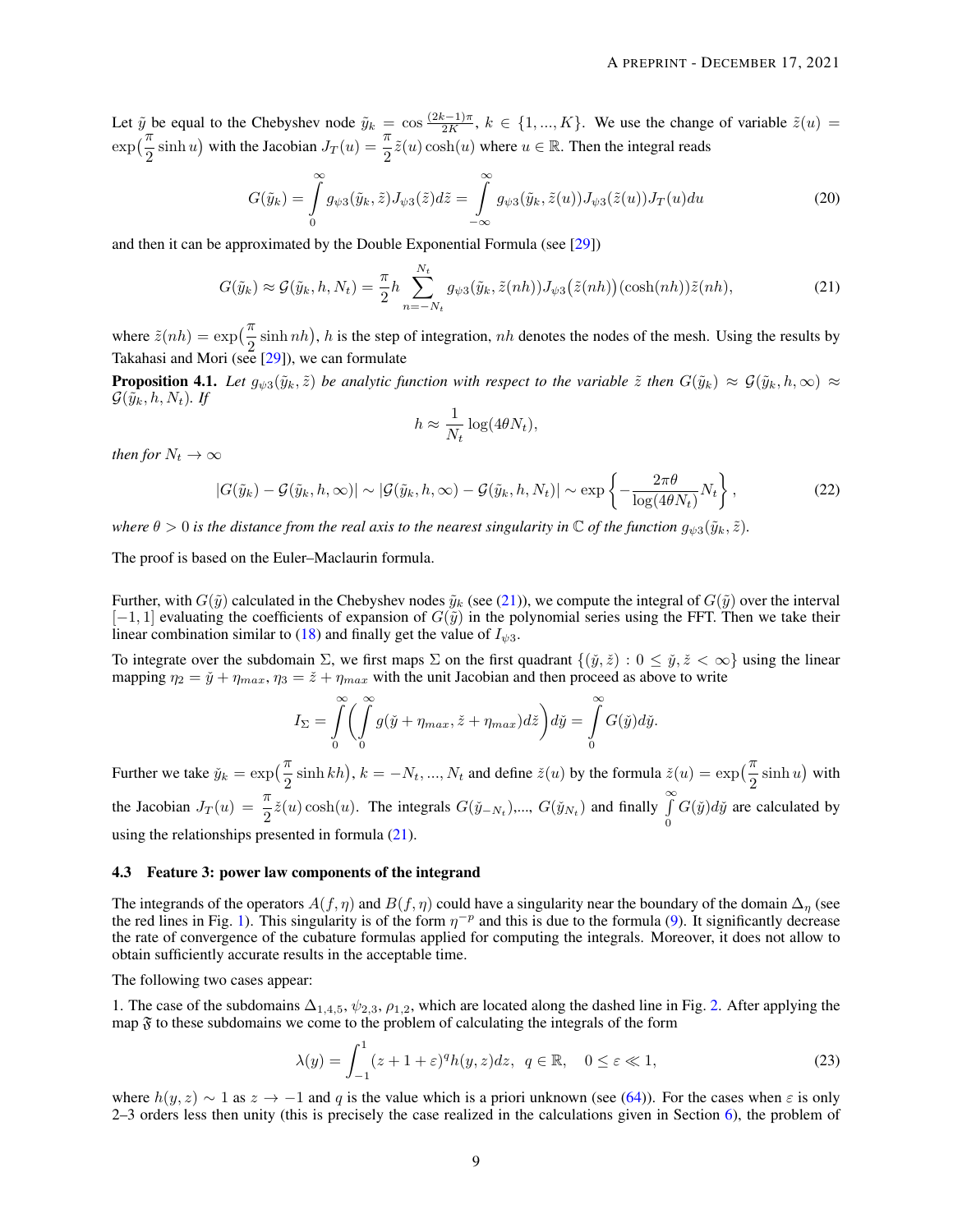Let $\tilde{y}$ be equal to the Chebyshev node $\tilde{y}_k = \cos\frac{(2k-1)\pi}{2K}$, $k \in \{1, ..., K\}$. We use the change of variable $\tilde{z}(u) = \exp\left(\frac{\pi}{2}\sinh u\right)$ with the Jacobian $J_T(u) = \frac{\pi}{2}\tilde{z}(u)\cosh(u)$ where $u \in \mathbb{R}$. Then the integral reads

$$G(\tilde{y}_k) = \int\limits_0^\infty g_{\psi 3}(\tilde{y}_k, \tilde{z}) J_{\psi 3}(\tilde{z}) d\tilde{z} = \int\limits_{-\infty}^\infty g_{\psi 3}(\tilde{y}_k, \tilde{z}(u)) J_{\psi 3}(\tilde{z}(u)) J_T(u) du \tag{20}$$

and then it can be approximated by the Double Exponential Formula (see [29])

$$G(\tilde{y}_k) \approx \mathcal{G}(\tilde{y}_k, h, N_t) = \frac{\pi}{2} h \sum_{n=-N_t}^{N_t} g_{\psi 3}(\tilde{y}_k, \tilde{z}(nh)) J_{\psi 3}\big(\tilde{z}(nh)\big)(\cosh(nh))\tilde{z}(nh), \tag{21}$$

where $\tilde{z}(nh) = \exp\left(\frac{\pi}{2}\sinh nh\right)$, $h$ is the step of integration, $nh$ denotes the nodes of the mesh. Using the results by Takahasi and Mori (see [29]), we can formulate

**Proposition 4.1.** *Let $g_{\psi 3}(\tilde{y}_k, \tilde{z})$ be analytic function with respect to the variable $\tilde{z}$ then $G(\tilde{y}_k) \approx \mathcal{G}(\tilde{y}_k, h, \infty) \approx \mathcal{G}(\tilde{y}_k, h, N_t)$. If*

$$h \approx \frac{1}{N_t}\log(4\theta N_t),$$

*then for $N_t \to \infty$*

$$|G(\tilde{y}_k) - \mathcal{G}(\tilde{y}_k, h, \infty)| \sim |\mathcal{G}(\tilde{y}_k, h, \infty) - \mathcal{G}(\tilde{y}_k, h, N_t)| \sim \exp\left\{-\frac{2\pi\theta}{\log(4\theta N_t)}N_t\right\}, \tag{22}$$

*where $\theta > 0$ is the distance from the real axis to the nearest singularity in $\mathbb{C}$ of the function $g_{\psi 3}(\tilde{y}_k, \tilde{z})$.*

The proof is based on the Euler–Maclaurin formula.

Further, with $G(\tilde{y})$ calculated in the Chebyshev nodes $\tilde{y}_k$ (see (21)), we compute the integral of $G(\tilde{y})$ over the interval $[-1, 1]$ evaluating the coefficients of expansion of $G(\tilde{y})$ in the polynomial series using the FFT. Then we take their linear combination similar to (18) and finally get the value of $I_{\psi 3}$.

To integrate over the subdomain $\Sigma$, we first maps $\Sigma$ on the first quadrant $\{(\check{y}, \check{z}) : 0 \le \check{y}, \check{z} < \infty\}$ using the linear mapping $\eta_2 = \check{y} + \eta_{max}$, $\eta_3 = \check{z} + \eta_{max}$ with the unit Jacobian and then proceed as above to write

$$I_\Sigma = \int\limits_0^\infty \bigg(\int\limits_0^\infty g(\check{y} + \eta_{max}, \check{z} + \eta_{max}) d\check{z}\bigg) d\check{y} = \int\limits_0^\infty G(\check{y}) d\check{y}.$$

Further we take $\check{y}_k = \exp\left(\frac{\pi}{2}\sinh kh\right)$, $k = -N_t, ..., N_t$ and define $\check{z}(u)$ by the formula $\check{z}(u) = \exp\left(\frac{\pi}{2}\sinh u\right)$ with the Jacobian $J_T(u) = \frac{\pi}{2}\check{z}(u)\cosh(u)$. The integrals $G(\check{y}_{-N_t})$,..., $G(\check{y}_{N_t})$ and finally $\int\limits_0^\infty G(\check{y})d\check{y}$ are calculated by using the relationships presented in formula (21).

### 4.3 Feature 3: power law components of the integrand

The integrands of the operators $A(f, \eta)$ and $B(f, \eta)$ could have a singularity near the boundary of the domain $\Delta_\eta$ (see the red lines in Fig. 1). This singularity is of the form $\eta^{-p}$ and this is due to the formula (9). It significantly decrease the rate of convergence of the cubature formulas applied for computing the integrals. Moreover, it does not allow to obtain sufficiently accurate results in the acceptable time.

The following two cases appear:

1. The case of the subdomains $\Delta_{1,4,5}$, $\psi_{2,3}$, $\rho_{1,2}$, which are located along the dashed line in Fig. 2. After applying the map $\mathfrak{F}$ to these subdomains we come to the problem of calculating the integrals of the form

$$\lambda(y) = \int_{-1}^{1} (z + 1 + \varepsilon)^q h(y, z) dz, \;\; q \in \mathbb{R}, \quad 0 \le \varepsilon \ll 1, \tag{23}$$

where $h(y, z) \sim 1$ as $z \to -1$ and $q$ is the value which is a priori unknown (see (64)). For the cases when $\varepsilon$ is only 2–3 orders less then unity (this is precisely the case realized in the calculations given in Section 6), the problem of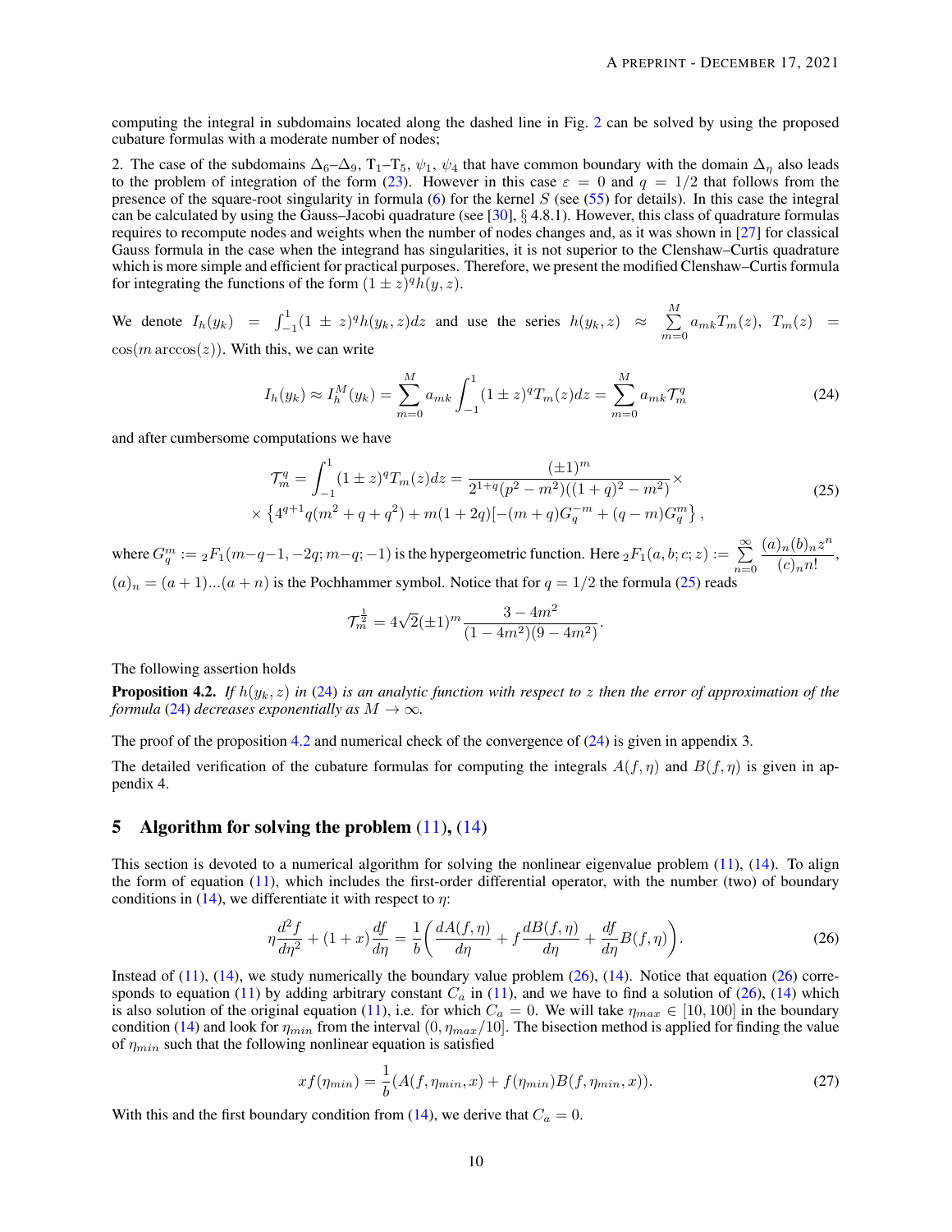computing the integral in subdomains located along the dashed line in Fig. 2 can be solved by using the proposed cubature formulas with a moderate number of nodes;

2. The case of the subdomains $\Delta_6$–$\Delta_9$, T$_1$–T$_5$, $\psi_1$, $\psi_4$ that have common boundary with the domain $\Delta_\eta$ also leads to the problem of integration of the form (23). However in this case $\varepsilon = 0$ and $q = 1/2$ that follows from the presence of the square-root singularity in formula (6) for the kernel $S$ (see (55) for details). In this case the integral can be calculated by using the Gauss–Jacobi quadrature (see [30], § 4.8.1). However, this class of quadrature formulas requires to recompute nodes and weights when the number of nodes changes and, as it was shown in [27] for classical Gauss formula in the case when the integrand has singularities, it is not superior to the Clenshaw–Curtis quadrature which is more simple and efficient for practical purposes. Therefore, we present the modified Clenshaw–Curtis formula for integrating the functions of the form $(1 \pm z)^q h(y, z)$.

We denote $I_h(y_k) = \int_{-1}^{1}(1 \pm z)^q h(y_k, z)dz$ and use the series $h(y_k, z) \approx \sum\limits_{m=0}^{M} a_{mk}T_m(z)$, $T_m(z) = \cos(m \arccos(z))$. With this, we can write

$$I_h(y_k) \approx I_h^M(y_k) = \sum_{m=0}^{M} a_{mk} \int_{-1}^{1} (1 \pm z)^q T_m(z) dz = \sum_{m=0}^{M} a_{mk} \mathcal{T}_m^q \tag{24}$$

and after cumbersome computations we have

$$\begin{aligned} \mathcal{T}_m^q = \int_{-1}^{1}(1 \pm z)^q T_m(z)dz = \frac{(\pm 1)^m}{2^{1+q}(p^2 - m^2)((1+q)^2 - m^2)} \times \\ \times \left\{4^{q+1}q(m^2 + q + q^2) + m(1 + 2q)[-(m+q)G_q^{-m} + (q - m)G_q^m\right\}, \end{aligned} \tag{25}$$

where $G_q^m := {}_2F_1(m-q-1, -2q; m-q; -1)$ is the hypergeometric function. Here ${}_2F_1(a, b; c; z) := \sum\limits_{n=0}^{\infty} \frac{(a)_n (b)_n z^n}{(c)_n n!}$, $(a)_n = (a+1)...(a+n)$ is the Pochhammer symbol. Notice that for $q = 1/2$ the formula (25) reads

$$\mathcal{T}_m^{\frac{1}{2}} = 4\sqrt{2}(\pm 1)^m \frac{3 - 4m^2}{(1 - 4m^2)(9 - 4m^2)}.$$

The following assertion holds

**Proposition 4.2.** *If $h(y_k, z)$ in (24) is an analytic function with respect to $z$ then the error of approximation of the formula (24) decreases exponentially as $M \to \infty$.*

The proof of the proposition 4.2 and numerical check of the convergence of (24) is given in appendix 3.

The detailed verification of the cubature formulas for computing the integrals $A(f, \eta)$ and $B(f, \eta)$ is given in appendix 4.

## 5 Algorithm for solving the problem (11), (14)

This section is devoted to a numerical algorithm for solving the nonlinear eigenvalue problem (11), (14). To align the form of equation (11), which includes the first-order differential operator, with the number (two) of boundary conditions in (14), we differentiate it with respect to $\eta$:

$$\eta \frac{d^2 f}{d\eta^2} + (1 + x)\frac{df}{d\eta} = \frac{1}{b}\left(\frac{dA(f, \eta)}{d\eta} + f\frac{dB(f, \eta)}{d\eta} + \frac{df}{d\eta}B(f, \eta)\right). \tag{26}$$

Instead of (11), (14), we study numerically the boundary value problem (26), (14). Notice that equation (26) corresponds to equation (11) by adding arbitrary constant $C_a$ in (11), and we have to find a solution of (26), (14) which is also solution of the original equation (11), i.e. for which $C_a = 0$. We will take $\eta_{max} \in [10, 100]$ in the boundary condition (14) and look for $\eta_{min}$ from the interval $(0, \eta_{max}/10]$. The bisection method is applied for finding the value of $\eta_{min}$ such that the following nonlinear equation is satisfied

$$xf(\eta_{min}) = \frac{1}{b}(A(f, \eta_{min}, x) + f(\eta_{min})B(f, \eta_{min}, x)). \tag{27}$$

With this and the first boundary condition from (14), we derive that $C_a = 0$.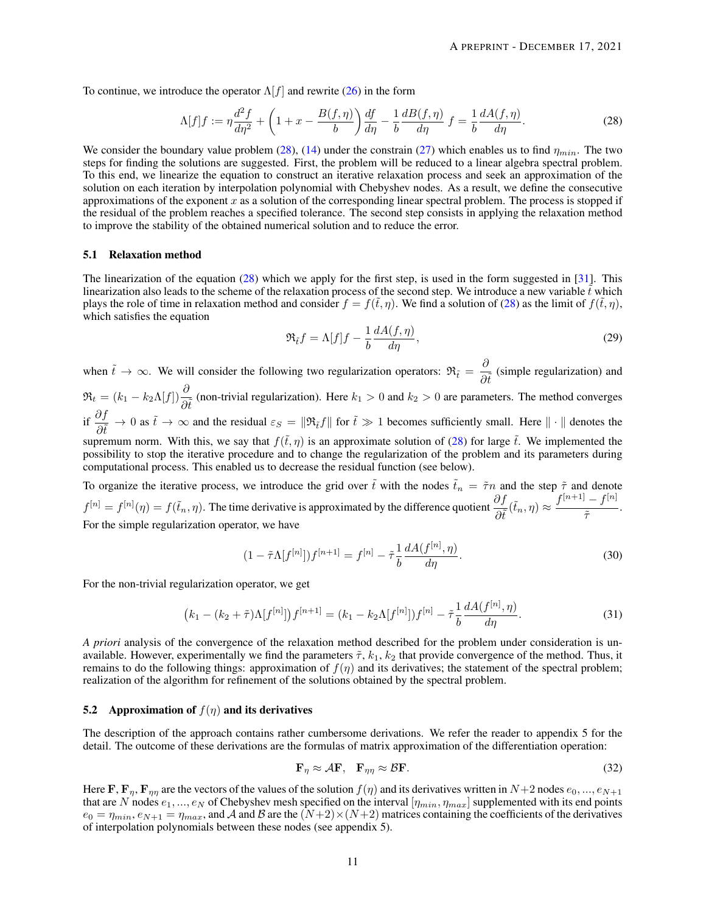To continue, we introduce the operator $\Lambda[f]$ and rewrite (26) in the form

$$\Lambda[f]f := \eta \frac{d^2 f}{d\eta^2} + \left(1 + x - \frac{B(f,\eta)}{b}\right)\frac{df}{d\eta} - \frac{1}{b}\frac{dB(f,\eta)}{d\eta}\, f = \frac{1}{b}\frac{dA(f,\eta)}{d\eta}. \tag{28}$$

We consider the boundary value problem (28), (14) under the constrain (27) which enables us to find $\eta_{min}$. The two steps for finding the solutions are suggested. First, the problem will be reduced to a linear algebra spectral problem. To this end, we linearize the equation to construct an iterative relaxation process and seek an approximation of the solution on each iteration by interpolation polynomial with Chebyshev nodes. As a result, we define the consecutive approximations of the exponent $x$ as a solution of the corresponding linear spectral problem. The process is stopped if the residual of the problem reaches a specified tolerance. The second step consists in applying the relaxation method to improve the stability of the obtained numerical solution and to reduce the error.

### 5.1 Relaxation method

The linearization of the equation (28) which we apply for the first step, is used in the form suggested in [31]. This linearization also leads to the scheme of the relaxation process of the second step. We introduce a new variable $\tilde{t}$ which plays the role of time in relaxation method and consider $f = f(\tilde{t}, \eta)$. We find a solution of (28) as the limit of $f(\tilde{t}, \eta)$, which satisfies the equation

$$\mathfrak{R}_{\tilde{t}} f = \Lambda[f]f - \frac{1}{b}\frac{dA(f,\eta)}{d\eta}, \tag{29}$$

when $\tilde{t} \to \infty$. We will consider the following two regularization operators: $\mathfrak{R}_{\tilde{t}} = \dfrac{\partial}{\partial \tilde{t}}$ (simple regularization) and $\mathfrak{R}_t = (k_1 - k_2\Lambda[f])\dfrac{\partial}{\partial \tilde{t}}$ (non-trivial regularization). Here $k_1 > 0$ and $k_2 > 0$ are parameters. The method converges if $\dfrac{\partial f}{\partial \tilde{t}} \to 0$ as $\tilde{t} \to \infty$ and the residual $\varepsilon_S = \|\mathfrak{R}_{\tilde{t}} f\|$ for $\tilde{t} \gg 1$ becomes sufficiently small. Here $\|\cdot\|$ denotes the supremum norm. With this, we say that $f(\tilde{t}, \eta)$ is an approximate solution of (28) for large $\tilde{t}$. We implemented the possibility to stop the iterative procedure and to change the regularization of the problem and its parameters during computational process. This enabled us to decrease the residual function (see below).

To organize the iterative process, we introduce the grid over $\tilde{t}$ with the nodes $\tilde{t}_n = \tilde{\tau} n$ and the step $\tilde{\tau}$ and denote $f^{[n]} = f^{[n]}(\eta) = f(\tilde{t}_n, \eta)$. The time derivative is approximated by the difference quotient $\dfrac{\partial f}{\partial \tilde{t}}(\tilde{t}_n, \eta) \approx \dfrac{f^{[n+1]} - f^{[n]}}{\tilde{\tau}}$. For the simple regularization operator, we have

$$(1 - \tilde{\tau}\Lambda[f^{[n]}])f^{[n+1]} = f^{[n]} - \tilde{\tau}\frac{1}{b}\frac{dA(f^{[n]},\eta)}{d\eta}. \tag{30}$$

For the non-trivial regularization operator, we get

$$\left(k_1 - (k_2 + \tilde{\tau})\Lambda[f^{[n]}]\right)f^{[n+1]} = (k_1 - k_2\Lambda[f^{[n]}])f^{[n]} - \tilde{\tau}\frac{1}{b}\frac{dA(f^{[n]},\eta)}{d\eta}. \tag{31}$$

*A priori* analysis of the convergence of the relaxation method described for the problem under consideration is unavailable. However, experimentally we find the parameters $\tilde{\tau}$, $k_1$, $k_2$ that provide convergence of the method. Thus, it remains to do the following things: approximation of $f(\eta)$ and its derivatives; the statement of the spectral problem; realization of the algorithm for refinement of the solutions obtained by the spectral problem.

### 5.2 Approximation of $f(\eta)$ and its derivatives

The description of the approach contains rather cumbersome derivations. We refer the reader to appendix 5 for the detail. The outcome of these derivations are the formulas of matrix approximation of the differentiation operation:

$$\mathbf{F}_\eta \approx \mathcal{A}\mathbf{F}, \quad \mathbf{F}_{\eta\eta} \approx \mathcal{B}\mathbf{F}. \tag{32}$$

Here $\mathbf{F}, \mathbf{F}_\eta, \mathbf{F}_{\eta\eta}$ are the vectors of the values of the solution $f(\eta)$ and its derivatives written in $N+2$ nodes $e_0, ..., e_{N+1}$ that are $N$ nodes $e_1, ..., e_N$ of Chebyshev mesh specified on the interval $[\eta_{min}, \eta_{max}]$ supplemented with its end points $e_0 = \eta_{min}$, $e_{N+1} = \eta_{max}$, and $\mathcal{A}$ and $\mathcal{B}$ are the $(N+2)\times(N+2)$ matrices containing the coefficients of the derivatives of interpolation polynomials between these nodes (see appendix 5).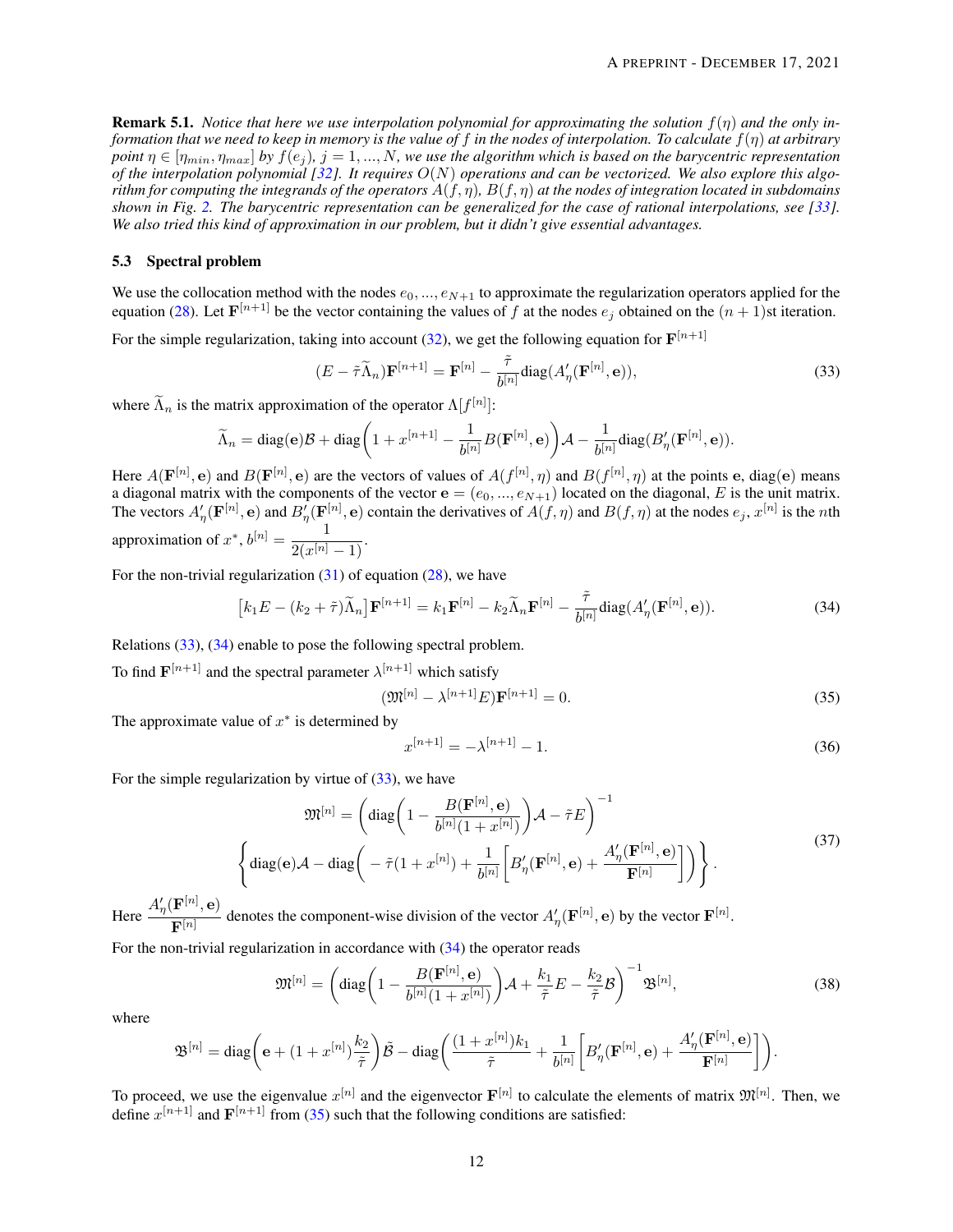**Remark 5.1.** *Notice that here we use interpolation polynomial for approximating the solution $f(\eta)$ and the only information that we need to keep in memory is the value of $f$ in the nodes of interpolation. To calculate $f(\eta)$ at arbitrary point $\eta \in [\eta_{min}, \eta_{max}]$ by $f(e_j)$, $j = 1, ..., N$, we use the algorithm which is based on the barycentric representation of the interpolation polynomial [32]. It requires $O(N)$ operations and can be vectorized. We also explore this algorithm for computing the integrands of the operators $A(f, \eta)$, $B(f, \eta)$ at the nodes of integration located in subdomains shown in Fig. 2. The barycentric representation can be generalized for the case of rational interpolations, see [33]. We also tried this kind of approximation in our problem, but it didn't give essential advantages.*

### 5.3 Spectral problem

We use the collocation method with the nodes $e_0, ..., e_{N+1}$ to approximate the regularization operators applied for the equation (28). Let $\mathbf{F}^{[n+1]}$ be the vector containing the values of $f$ at the nodes $e_j$ obtained on the $(n+1)$st iteration.

For the simple regularization, taking into account (32), we get the following equation for $\mathbf{F}^{[n+1]}$

$$(E - \tilde{\tau}\widetilde{\Lambda}_n)\mathbf{F}^{[n+1]} = \mathbf{F}^{[n]} - \frac{\tilde{\tau}}{b^{[n]}}\mathrm{diag}(A'_\eta(\mathbf{F}^{[n]}, \mathbf{e})), \tag{33}$$

where $\widetilde{\Lambda}_n$ is the matrix approximation of the operator $\Lambda[f^{[n]}]$:

$$\widetilde{\Lambda}_n = \mathrm{diag}(\mathbf{e})\mathcal{B} + \mathrm{diag}\left(1 + x^{[n+1]} - \frac{1}{b^{[n]}}B(\mathbf{F}^{[n]}, \mathbf{e})\right)\mathcal{A} - \frac{1}{b^{[n]}}\mathrm{diag}(B'_\eta(\mathbf{F}^{[n]}, \mathbf{e})).$$

Here $A(\mathbf{F}^{[n]}, \mathbf{e})$ and $B(\mathbf{F}^{[n]}, \mathbf{e})$ are the vectors of values of $A(f^{[n]}, \eta)$ and $B(f^{[n]}, \eta)$ at the points $\mathbf{e}$, $\mathrm{diag}(\mathbf{e})$ means a diagonal matrix with the components of the vector $\mathbf{e} = (e_0, ..., e_{N+1})$ located on the diagonal, $E$ is the unit matrix. The vectors $A'_\eta(\mathbf{F}^{[n]}, \mathbf{e})$ and $B'_\eta(\mathbf{F}^{[n]}, \mathbf{e})$ contain the derivatives of $A(f, \eta)$ and $B(f, \eta)$ at the nodes $e_j$, $x^{[n]}$ is the $n$th approximation of $x^*$, $b^{[n]} = \dfrac{1}{2(x^{[n]} - 1)}$.

For the non-trivial regularization (31) of equation (28), we have

$$\left[k_1 E - (k_2 + \tilde{\tau})\widetilde{\Lambda}_n\right]\mathbf{F}^{[n+1]} = k_1\mathbf{F}^{[n]} - k_2\widetilde{\Lambda}_n\mathbf{F}^{[n]} - \frac{\tilde{\tau}}{b^{[n]}}\mathrm{diag}(A'_\eta(\mathbf{F}^{[n]}, \mathbf{e})). \tag{34}$$

Relations (33), (34) enable to pose the following spectral problem.

To find $\mathbf{F}^{[n+1]}$ and the spectral parameter $\lambda^{[n+1]}$ which satisfy

$$(\mathfrak{M}^{[n]} - \lambda^{[n+1]}E)\mathbf{F}^{[n+1]} = 0. \tag{35}$$

The approximate value of $x^*$ is determined by

$$x^{[n+1]} = -\lambda^{[n+1]} - 1. \tag{36}$$

For the simple regularization by virtue of (33), we have

$$\mathfrak{M}^{[n]} = \left(\mathrm{diag}\left(1 - \frac{B(\mathbf{F}^{[n]}, \mathbf{e})}{b^{[n]}(1 + x^{[n]})}\right)\mathcal{A} - \tilde{\tau}E\right)^{-1}$$
$$\left\{\mathrm{diag}(\mathbf{e})\mathcal{A} - \mathrm{diag}\left(-\tilde{\tau}(1 + x^{[n]}) + \frac{1}{b^{[n]}}\left[B'_\eta(\mathbf{F}^{[n]}, \mathbf{e}) + \frac{A'_\eta(\mathbf{F}^{[n]}, \mathbf{e})}{\mathbf{F}^{[n]}}\right]\right)\right\}. \tag{37}$$

Here $\dfrac{A'_\eta(\mathbf{F}^{[n]}, \mathbf{e})}{\mathbf{F}^{[n]}}$ denotes the component-wise division of the vector $A'_\eta(\mathbf{F}^{[n]}, \mathbf{e})$ by the vector $\mathbf{F}^{[n]}$.

For the non-trivial regularization in accordance with (34) the operator reads

$$\mathfrak{M}^{[n]} = \left(\mathrm{diag}\left(1 - \frac{B(\mathbf{F}^{[n]}, \mathbf{e})}{b^{[n]}(1 + x^{[n]})}\right)\mathcal{A} + \frac{k_1}{\tilde{\tau}}E - \frac{k_2}{\tilde{\tau}}\mathcal{B}\right)^{-1}\mathfrak{B}^{[n]}, \tag{38}$$

where

$$\mathfrak{B}^{[n]} = \mathrm{diag}\left(\mathbf{e} + (1 + x^{[n]})\frac{k_2}{\tilde{\tau}}\right)\tilde{\mathcal{B}} - \mathrm{diag}\left(\frac{(1 + x^{[n]})k_1}{\tilde{\tau}} + \frac{1}{b^{[n]}}\left[B'_\eta(\mathbf{F}^{[n]}, \mathbf{e}) + \frac{A'_\eta(\mathbf{F}^{[n]}, \mathbf{e})}{\mathbf{F}^{[n]}}\right]\right).$$

To proceed, we use the eigenvalue $x^{[n]}$ and the eigenvector $\mathbf{F}^{[n]}$ to calculate the elements of matrix $\mathfrak{M}^{[n]}$. Then, we define $x^{[n+1]}$ and $\mathbf{F}^{[n+1]}$ from (35) such that the following conditions are satisfied: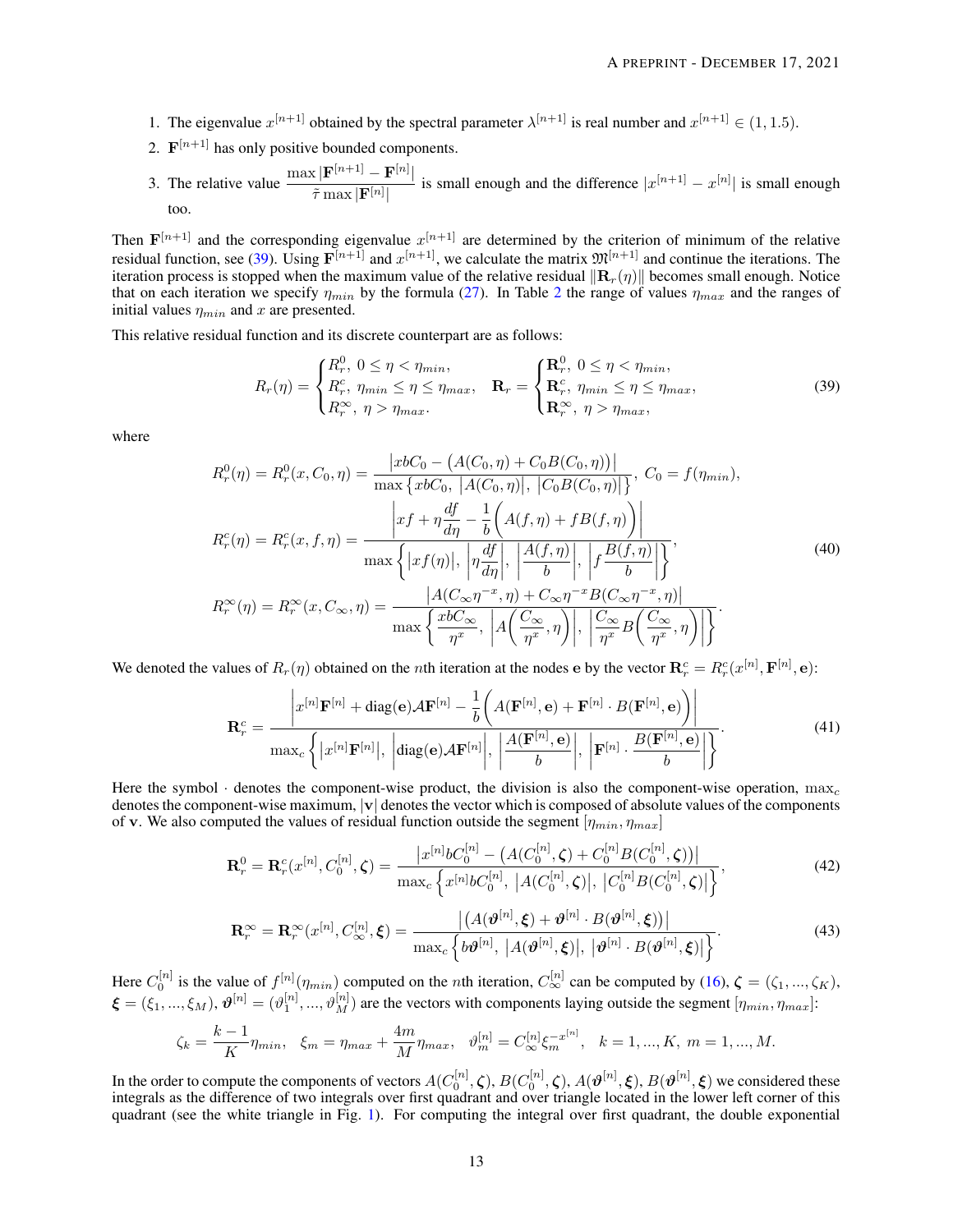1. The eigenvalue $x^{[n+1]}$ obtained by the spectral parameter $\lambda^{[n+1]}$ is real number and $x^{[n+1]} \in (1, 1.5)$.
2. $\mathbf{F}^{[n+1]}$ has only positive bounded components.
3. The relative value $\dfrac{\max|\mathbf{F}^{[n+1]} - \mathbf{F}^{[n]}|}{\tilde{\tau}\max|\mathbf{F}^{[n]}|}$ is small enough and the difference $|x^{[n+1]} - x^{[n]}|$ is small enough too.

Then $\mathbf{F}^{[n+1]}$ and the corresponding eigenvalue $x^{[n+1]}$ are determined by the criterion of minimum of the relative residual function, see (39). Using $\mathbf{F}^{[n+1]}$ and $x^{[n+1]}$, we calculate the matrix $\mathfrak{M}^{[n+1]}$ and continue the iterations. The iteration process is stopped when the maximum value of the relative residual $\|\mathbf{R}_r(\eta)\|$ becomes small enough. Notice that on each iteration we specify $\eta_{min}$ by the formula (27). In Table 2 the range of values $\eta_{max}$ and the ranges of initial values $\eta_{min}$ and $x$ are presented.

This relative residual function and its discrete counterpart are as follows:

$$
R_r(\eta) = \begin{cases} R_r^0, \ 0 \le \eta < \eta_{min}, \\ R_r^c, \ \eta_{min} \le \eta \le \eta_{max}, \\ R_r^\infty, \ \eta > \eta_{max}. \end{cases} \quad \mathbf{R}_r = \begin{cases} \mathbf{R}_r^0, \ 0 \le \eta < \eta_{min}, \\ \mathbf{R}_r^c, \ \eta_{min} \le \eta \le \eta_{max}, \\ \mathbf{R}_r^\infty, \ \eta > \eta_{max}, \end{cases} \tag{39}
$$

where

$$
\begin{aligned}
R_r^0(\eta) &= R_r^0(x, C_0, \eta) = \frac{\left|xbC_0 - \big(A(C_0,\eta) + C_0 B(C_0,\eta)\big)\right|}{\max\left\{xbC_0, \ \left|A(C_0,\eta)\right|, \ \left|C_0 B(C_0,\eta)\right|\right\}}, \ C_0 = f(\eta_{min}), \\
R_r^c(\eta) &= R_r^c(x, f, \eta) = \frac{\left|xf + \eta\dfrac{df}{d\eta} - \dfrac{1}{b}\Big(A(f,\eta) + fB(f,\eta)\Big)\right|}{\max\left\{\left|xf(\eta)\right|, \ \left|\eta\dfrac{df}{d\eta}\right|, \ \left|\dfrac{A(f,\eta)}{b}\right|, \ \left|f\dfrac{B(f,\eta)}{b}\right|\right\}}, \\
R_r^\infty(\eta) &= R_r^\infty(x, C_\infty, \eta) = \frac{\left|A(C_\infty\eta^{-x},\eta) + C_\infty\eta^{-x}B(C_\infty\eta^{-x},\eta)\right|}{\max\left\{\dfrac{xbC_\infty}{\eta^x}, \ \left|A\Big(\dfrac{C_\infty}{\eta^x},\eta\Big)\right|, \ \left|\dfrac{C_\infty}{\eta^x}B\Big(\dfrac{C_\infty}{\eta^x},\eta\Big)\right|\right\}}.
\end{aligned} \tag{40}
$$

We denoted the values of $R_r(\eta)$ obtained on the $n$th iteration at the nodes $\mathbf{e}$ by the vector $\mathbf{R}_r^c = R_r^c(x^{[n]}, \mathbf{F}^{[n]}, \mathbf{e})$:

$$
\mathbf{R}_r^c = \frac{\left|x^{[n]}\mathbf{F}^{[n]} + \operatorname{diag}(\mathbf{e})\mathcal{A}\mathbf{F}^{[n]} - \dfrac{1}{b}\Big(A(\mathbf{F}^{[n]},\mathbf{e}) + \mathbf{F}^{[n]}\cdot B(\mathbf{F}^{[n]},\mathbf{e})\Big)\right|}{\max_c\left\{\left|x^{[n]}\mathbf{F}^{[n]}\right|, \ \left|\operatorname{diag}(\mathbf{e})\mathcal{A}\mathbf{F}^{[n]}\right|, \ \left|\dfrac{A(\mathbf{F}^{[n]},\mathbf{e})}{b}\right|, \ \left|\mathbf{F}^{[n]}\cdot\dfrac{B(\mathbf{F}^{[n]},\mathbf{e})}{b}\right|\right\}}. \tag{41}
$$

Here the symbol $\cdot$ denotes the component-wise product, the division is also the component-wise operation, $\max_c$ denotes the component-wise maximum, $|\mathbf{v}|$ denotes the vector which is composed of absolute values of the components of $\mathbf{v}$. We also computed the values of residual function outside the segment $[\eta_{min}, \eta_{max}]$

$$
\mathbf{R}_r^0 = \mathbf{R}_r^c(x^{[n]}, C_0^{[n]}, \boldsymbol{\zeta}) = \frac{\left|x^{[n]}bC_0^{[n]} - \big(A(C_0^{[n]},\boldsymbol{\zeta}) + C_0^{[n]}B(C_0^{[n]},\boldsymbol{\zeta})\big)\right|}{\max_c\left\{x^{[n]}bC_0^{[n]}, \ \left|A(C_0^{[n]},\boldsymbol{\zeta})\right|, \ \left|C_0^{[n]}B(C_0^{[n]},\boldsymbol{\zeta})\right|\right\}}, \tag{42}
$$

$$
\mathbf{R}_r^\infty = \mathbf{R}_r^\infty(x^{[n]}, C_\infty^{[n]}, \boldsymbol{\xi}) = \frac{\left|\big(A(\boldsymbol{\vartheta}^{[n]},\boldsymbol{\xi}) + \boldsymbol{\vartheta}^{[n]}\cdot B(\boldsymbol{\vartheta}^{[n]},\boldsymbol{\xi})\big)\right|}{\max_c\left\{b\boldsymbol{\vartheta}^{[n]}, \ \left|A(\boldsymbol{\vartheta}^{[n]},\boldsymbol{\xi})\right|, \ \left|\boldsymbol{\vartheta}^{[n]}\cdot B(\boldsymbol{\vartheta}^{[n]},\boldsymbol{\xi})\right|\right\}}. \tag{43}
$$

Here $C_0^{[n]}$ is the value of $f^{[n]}(\eta_{min})$ computed on the $n$th iteration, $C_\infty^{[n]}$ can be computed by (16), $\boldsymbol{\zeta} = (\zeta_1, ..., \zeta_K)$, $\boldsymbol{\xi} = (\xi_1, ..., \xi_M)$, $\boldsymbol{\vartheta}^{[n]} = (\vartheta_1^{[n]}, ..., \vartheta_M^{[n]})$ are the vectors with components laying outside the segment $[\eta_{min}, \eta_{max}]$:

$$
\zeta_k = \frac{k-1}{K}\eta_{min}, \quad \xi_m = \eta_{max} + \frac{4m}{M}\eta_{max}, \quad \vartheta_m^{[n]} = C_\infty^{[n]}\xi_m^{-x^{[n]}}, \quad k = 1, ..., K, \ m = 1, ..., M.
$$

In the order to compute the components of vectors $A(C_0^{[n]},\boldsymbol{\zeta})$, $B(C_0^{[n]},\boldsymbol{\zeta})$, $A(\boldsymbol{\vartheta}^{[n]},\boldsymbol{\xi})$, $B(\boldsymbol{\vartheta}^{[n]},\boldsymbol{\xi})$ we considered these integrals as the difference of two integrals over first quadrant and over triangle located in the lower left corner of this quadrant (see the white triangle in Fig. 1). For computing the integral over first quadrant, the double exponential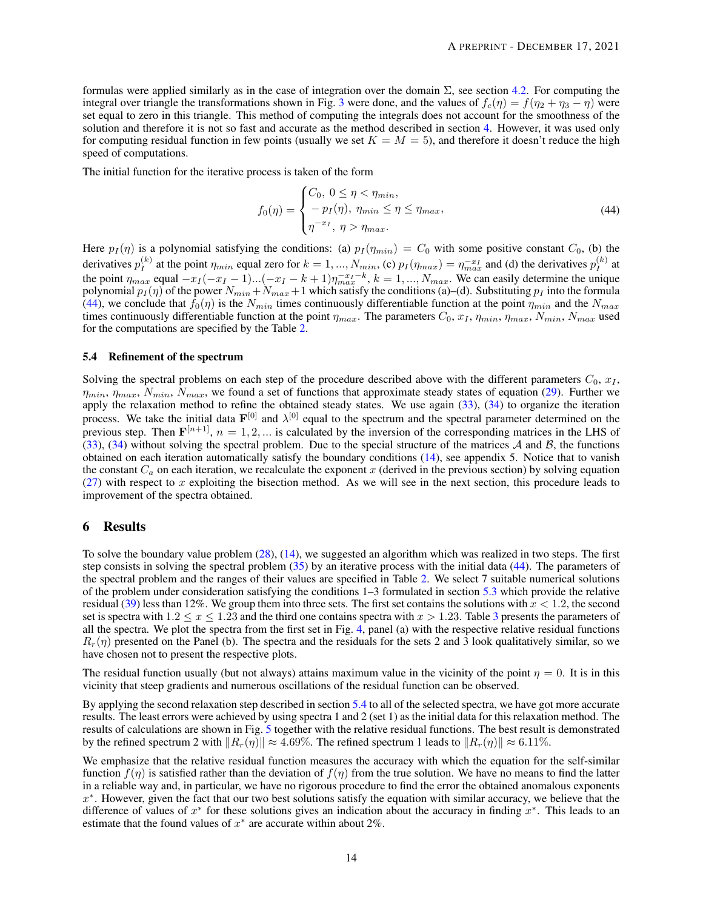formulas were applied similarly as in the case of integration over the domain $\Sigma$, see section 4.2. For computing the integral over triangle the transformations shown in Fig. 3 were done, and the values of $f_c(\eta) = f(\eta_2 + \eta_3 - \eta)$ were set equal to zero in this triangle. This method of computing the integrals does not account for the smoothness of the solution and therefore it is not so fast and accurate as the method described in section 4. However, it was used only for computing residual function in few points (usually we set $K = M = 5$), and therefore it doesn't reduce the high speed of computations.

The initial function for the iterative process is taken of the form

$$f_0(\eta) = \begin{cases} C_0, \ 0 \le \eta < \eta_{min}, \\ -p_I(\eta), \ \eta_{min} \le \eta \le \eta_{max}, \\ \eta^{-x_I}, \ \eta > \eta_{max}. \end{cases} \tag{44}$$

Here $p_I(\eta)$ is a polynomial satisfying the conditions: (a) $p_I(\eta_{min}) = C_0$ with some positive constant $C_0$, (b) the derivatives $p_I^{(k)}$ at the point $\eta_{min}$ equal zero for $k = 1, ..., N_{min}$, (c) $p_I(\eta_{max}) = \eta_{max}^{-x_I}$ and (d) the derivatives $p_I^{(k)}$ at the point $\eta_{max}$ equal $-x_I(-x_I - 1)...(-x_I - k + 1)\eta_{max}^{-x_I - k}$, $k = 1, ..., N_{max}$. We can easily determine the unique polynomial $p_I(\eta)$ of the power $N_{min} + N_{max} + 1$ which satisfy the conditions (a)–(d). Substituting $p_I$ into the formula (44), we conclude that $f_0(\eta)$ is the $N_{min}$ times continuously differentiable function at the point $\eta_{min}$ and the $N_{max}$ times continuously differentiable function at the point $\eta_{max}$. The parameters $C_0$, $x_I$, $\eta_{min}$, $\eta_{max}$, $N_{min}$, $N_{max}$ used for the computations are specified by the Table 2.

### 5.4 Refinement of the spectrum

Solving the spectral problems on each step of the procedure described above with the different parameters $C_0$, $x_I$, $\eta_{min}$, $\eta_{max}$, $N_{min}$, $N_{max}$, we found a set of functions that approximate steady states of equation (29). Further we apply the relaxation method to refine the obtained steady states. We use again (33), (34) to organize the iteration process. We take the initial data $\mathbf{F}^{[0]}$ and $\lambda^{[0]}$ equal to the spectrum and the spectral parameter determined on the previous step. Then $\mathbf{F}^{[n+1]}$, $n = 1, 2, ...$ is calculated by the inversion of the corresponding matrices in the LHS of (33), (34) without solving the spectral problem. Due to the special structure of the matrices $\mathcal{A}$ and $\mathcal{B}$, the functions obtained on each iteration automatically satisfy the boundary conditions (14), see appendix 5. Notice that to vanish the constant $C_a$ on each iteration, we recalculate the exponent $x$ (derived in the previous section) by solving equation (27) with respect to $x$ exploiting the bisection method. As we will see in the next section, this procedure leads to improvement of the spectra obtained.

## 6 Results

To solve the boundary value problem (28), (14), we suggested an algorithm which was realized in two steps. The first step consists in solving the spectral problem (35) by an iterative process with the initial data (44). The parameters of the spectral problem and the ranges of their values are specified in Table 2. We select 7 suitable numerical solutions of the problem under consideration satisfying the conditions 1–3 formulated in section 5.3 which provide the relative residual (39) less than 12%. We group them into three sets. The first set contains the solutions with $x < 1.2$, the second set is spectra with $1.2 \le x \le 1.23$ and the third one contains spectra with $x > 1.23$. Table 3 presents the parameters of all the spectra. We plot the spectra from the first set in Fig. 4, panel (a) with the respective relative residual functions $R_r(\eta)$ presented on the Panel (b). The spectra and the residuals for the sets 2 and 3 look qualitatively similar, so we have chosen not to present the respective plots.

The residual function usually (but not always) attains maximum value in the vicinity of the point $\eta = 0$. It is in this vicinity that steep gradients and numerous oscillations of the residual function can be observed.

By applying the second relaxation step described in section 5.4 to all of the selected spectra, we have got more accurate results. The least errors were achieved by using spectra 1 and 2 (set 1) as the initial data for this relaxation method. The results of calculations are shown in Fig. 5 together with the relative residual functions. The best result is demonstrated by the refined spectrum 2 with $\|R_r(\eta)\| \approx 4.69\%$. The refined spectrum 1 leads to $\|R_r(\eta)\| \approx 6.11\%$.

We emphasize that the relative residual function measures the accuracy with which the equation for the self-similar function $f(\eta)$ is satisfied rather than the deviation of $f(\eta)$ from the true solution. We have no means to find the latter in a reliable way and, in particular, we have no rigorous procedure to find the error the obtained anomalous exponents $x^*$. However, given the fact that our two best solutions satisfy the equation with similar accuracy, we believe that the difference of values of $x^*$ for these solutions gives an indication about the accuracy in finding $x^*$. This leads to an estimate that the found values of $x^*$ are accurate within about 2%.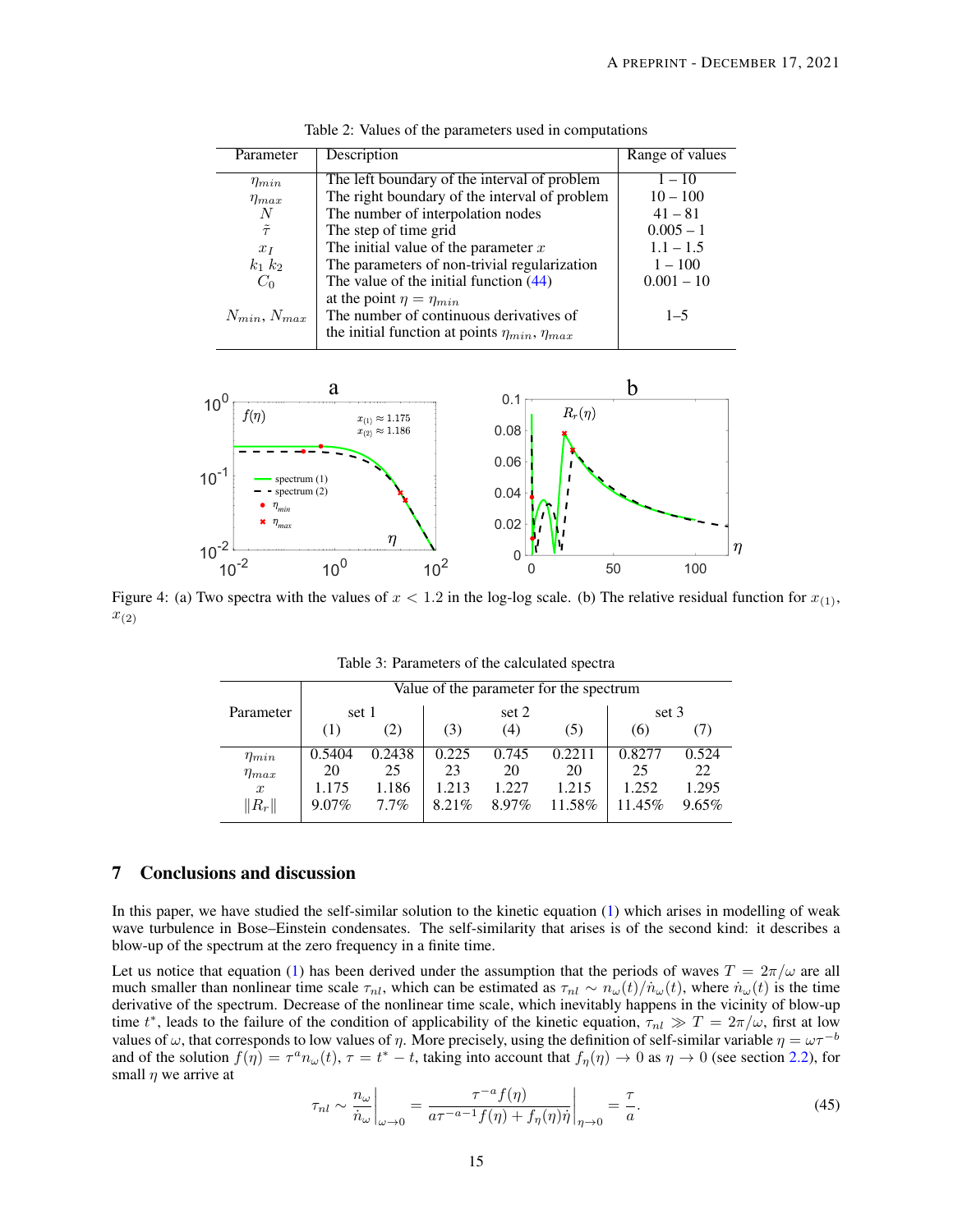Table 2: Values of the parameters used in computations

| Parameter | Description | Range of values |
|---|---|---|
| $\eta_{min}$ | The left boundary of the interval of problem | 1 – 10 |
| $\eta_{max}$ | The right boundary of the interval of problem | 10 – 100 |
| $N$ | The number of interpolation nodes | 41 – 81 |
| $\tilde{\tau}$ | The step of time grid | 0.005 – 1 |
| $x_I$ | The initial value of the parameter $x$ | 1.1 – 1.5 |
| $k_1$ $k_2$ | The parameters of non-trivial regularization | 1 – 100 |
| $C_0$ | The value of the initial function (44) at the point $\eta = \eta_{min}$ | 0.001 – 10 |
| $N_{min}, N_{max}$ | The number of continuous derivatives of the initial function at points $\eta_{min}$, $\eta_{max}$ | 1–5 |

Figure 4: (a) Two spectra with the values of $x < 1.2$ in the log-log scale. (b) The relative residual function for $x_{(1)}$, $x_{(2)}$

Table 3: Parameters of the calculated spectra

| Parameter | Value of the parameter for the spectrum | | | | | | |
|---|---|---|---|---|---|---|---|
| | set 1 | | set 2 | | | set 3 | |
| | (1) | (2) | (3) | (4) | (5) | (6) | (7) |
| $\eta_{min}$ | 0.5404 | 0.2438 | 0.225 | 0.745 | 0.2211 | 0.8277 | 0.524 |
| $\eta_{max}$ | 20 | 25 | 23 | 20 | 20 | 25 | 22 |
| $x$ | 1.175 | 1.186 | 1.213 | 1.227 | 1.215 | 1.252 | 1.295 |
| $\Vert R_r \Vert$ | 9.07% | 7.7% | 8.21% | 8.97% | 11.58% | 11.45% | 9.65% |

## 7 Conclusions and discussion

In this paper, we have studied the self-similar solution to the kinetic equation (1) which arises in modelling of weak wave turbulence in Bose–Einstein condensates. The self-similarity that arises is of the second kind: it describes a blow-up of the spectrum at the zero frequency in a finite time.

Let us notice that equation (1) has been derived under the assumption that the periods of waves $T = 2\pi/\omega$ are all much smaller than nonlinear time scale $\tau_{nl}$, which can be estimated as $\tau_{nl} \sim n_\omega(t)/\dot{n}_\omega(t)$, where $\dot{n}_\omega(t)$ is the time derivative of the spectrum. Decrease of the nonlinear time scale, which inevitably happens in the vicinity of blow-up time $t^*$, leads to the failure of the condition of applicability of the kinetic equation, $\tau_{nl} \gg T = 2\pi/\omega$, first at low values of $\omega$, that corresponds to low values of $\eta$. More precisely, using the definition of self-similar variable $\eta = \omega\tau^{-b}$ and of the solution $f(\eta) = \tau^a n_\omega(t)$, $\tau = t^* - t$, taking into account that $f_\eta(\eta) \to 0$ as $\eta \to 0$ (see section 2.2), for small $\eta$ we arrive at

$$\tau_{nl} \sim \left.\frac{n_\omega}{\dot{n}_\omega}\right|_{\omega\to 0} = \left.\frac{\tau^{-a} f(\eta)}{a\tau^{-a-1} f(\eta) + f_\eta(\eta)\dot{\eta}}\right|_{\eta\to 0} = \frac{\tau}{a}. \tag{45}$$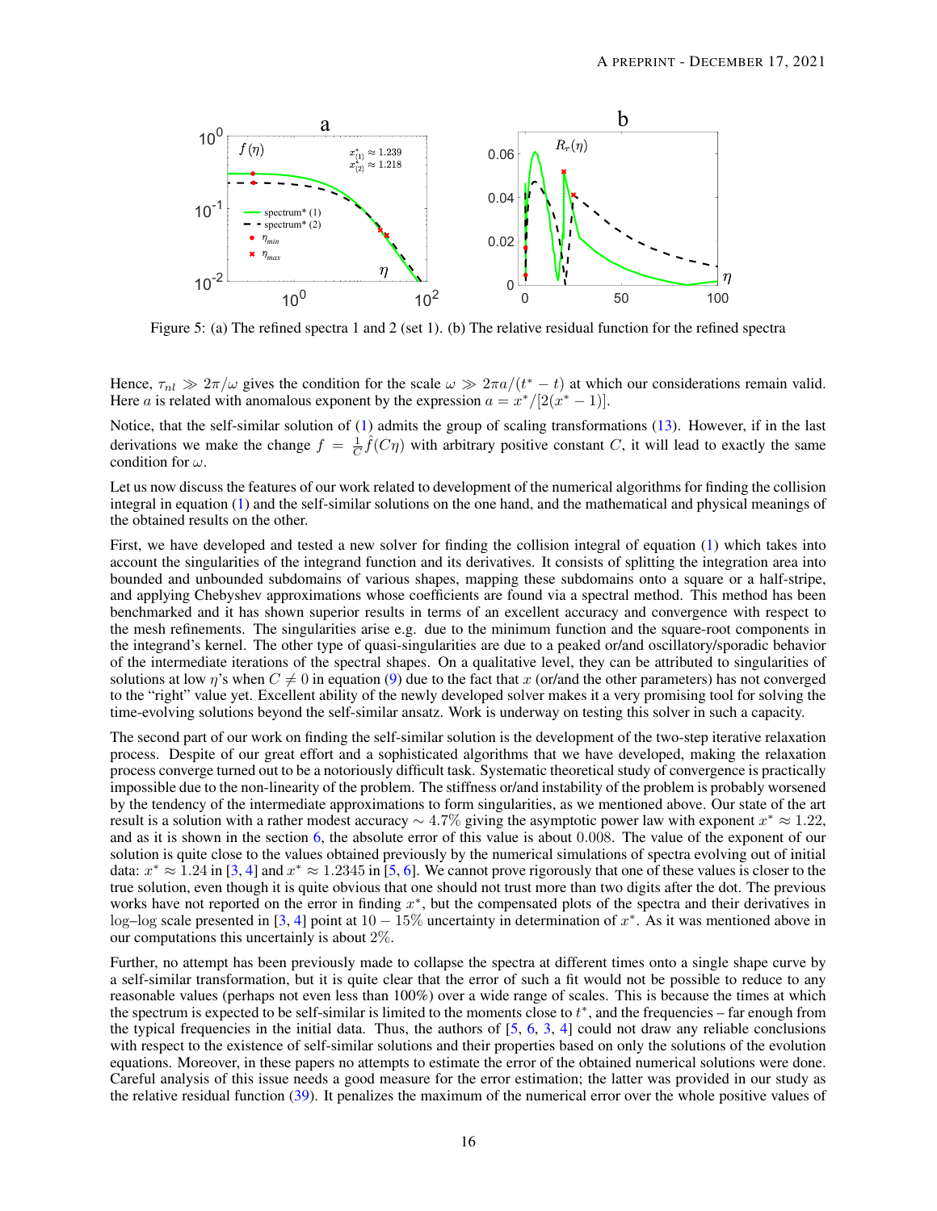Figure 5: (a) The refined spectra 1 and 2 (set 1). (b) The relative residual function for the refined spectra

Hence, $\tau_{nl} \gg 2\pi/\omega$ gives the condition for the scale $\omega \gg 2\pi a/(t^* - t)$ at which our considerations remain valid. Here $a$ is related with anomalous exponent by the expression $a = x^*/[2(x^* - 1)]$.

Notice, that the self-similar solution of (1) admits the group of scaling transformations (13). However, if in the last derivations we make the change $f = \frac{1}{C}\hat{f}(C\eta)$ with arbitrary positive constant $C$, it will lead to exactly the same condition for $\omega$.

Let us now discuss the features of our work related to development of the numerical algorithms for finding the collision integral in equation (1) and the self-similar solutions on the one hand, and the mathematical and physical meanings of the obtained results on the other.

First, we have developed and tested a new solver for finding the collision integral of equation (1) which takes into account the singularities of the integrand function and its derivatives. It consists of splitting the integration area into bounded and unbounded subdomains of various shapes, mapping these subdomains onto a square or a half-stripe, and applying Chebyshev approximations whose coefficients are found via a spectral method. This method has been benchmarked and it has shown superior results in terms of an excellent accuracy and convergence with respect to the mesh refinements. The singularities arise e.g. due to the minimum function and the square-root components in the integrand's kernel. The other type of quasi-singularities are due to a peaked or/and oscillatory/sporadic behavior of the intermediate iterations of the spectral shapes. On a qualitative level, they can be attributed to singularities of solutions at low $\eta$'s when $C \neq 0$ in equation (9) due to the fact that $x$ (or/and the other parameters) has not converged to the "right" value yet. Excellent ability of the newly developed solver makes it a very promising tool for solving the time-evolving solutions beyond the self-similar ansatz. Work is underway on testing this solver in such a capacity.

The second part of our work on finding the self-similar solution is the development of the two-step iterative relaxation process. Despite of our great effort and a sophisticated algorithms that we have developed, making the relaxation process converge turned out to be a notoriously difficult task. Systematic theoretical study of convergence is practically impossible due to the non-linearity of the problem. The stiffness or/and instability of the problem is probably worsened by the tendency of the intermediate approximations to form singularities, as we mentioned above. Our state of the art result is a solution with a rather modest accuracy $\sim 4.7\%$ giving the asymptotic power law with exponent $x^* \approx 1.22$, and as it is shown in the section 6, the absolute error of this value is about $0.008$. The value of the exponent of our solution is quite close to the values obtained previously by the numerical simulations of spectra evolving out of initial data: $x^* \approx 1.24$ in [3, 4] and $x^* \approx 1.2345$ in [5, 6]. We cannot prove rigorously that one of these values is closer to the true solution, even though it is quite obvious that one should not trust more than two digits after the dot. The previous works have not reported on the error in finding $x^*$, but the compensated plots of the spectra and their derivatives in log–log scale presented in [3, 4] point at $10 - 15\%$ uncertainty in determination of $x^*$. As it was mentioned above in our computations this uncertainly is about $2\%$.

Further, no attempt has been previously made to collapse the spectra at different times onto a single shape curve by a self-similar transformation, but it is quite clear that the error of such a fit would not be possible to reduce to any reasonable values (perhaps not even less than 100%) over a wide range of scales. This is because the times at which the spectrum is expected to be self-similar is limited to the moments close to $t^*$, and the frequencies – far enough from the typical frequencies in the initial data. Thus, the authors of [5, 6, 3, 4] could not draw any reliable conclusions with respect to the existence of self-similar solutions and their properties based on only the solutions of the evolution equations. Moreover, in these papers no attempts to estimate the error of the obtained numerical solutions were done. Careful analysis of this issue needs a good measure for the error estimation; the latter was provided in our study as the relative residual function (39). It penalizes the maximum of the numerical error over the whole positive values of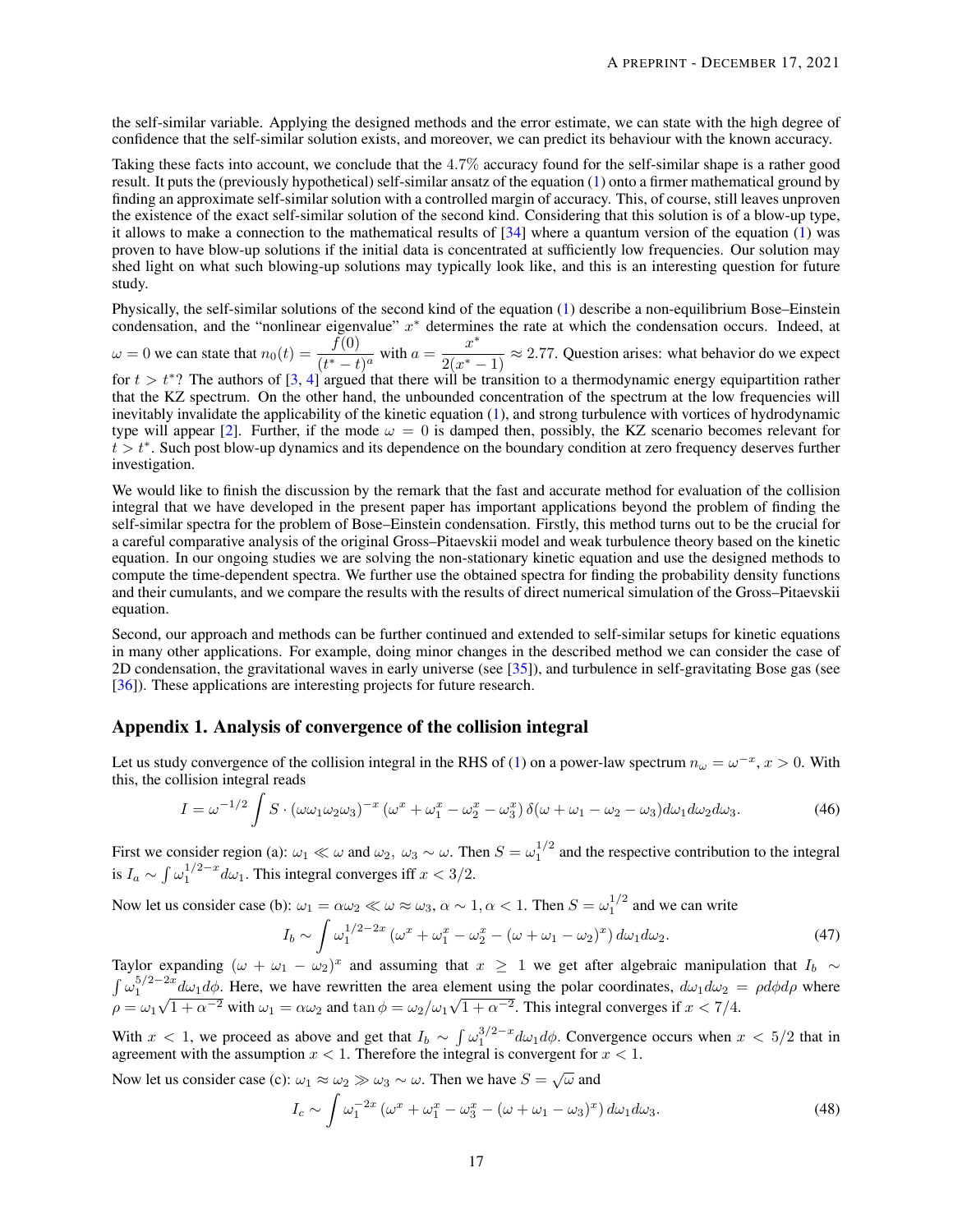the self-similar variable. Applying the designed methods and the error estimate, we can state with the high degree of confidence that the self-similar solution exists, and moreover, we can predict its behaviour with the known accuracy.

Taking these facts into account, we conclude that the 4.7% accuracy found for the self-similar shape is a rather good result. It puts the (previously hypothetical) self-similar ansatz of the equation (1) onto a firmer mathematical ground by finding an approximate self-similar solution with a controlled margin of accuracy. This, of course, still leaves unproven the existence of the exact self-similar solution of the second kind. Considering that this solution is of a blow-up type, it allows to make a connection to the mathematical results of [34] where a quantum version of the equation (1) was proven to have blow-up solutions if the initial data is concentrated at sufficiently low frequencies. Our solution may shed light on what such blowing-up solutions may typically look like, and this is an interesting question for future study.

Physically, the self-similar solutions of the second kind of the equation (1) describe a non-equilibrium Bose–Einstein condensation, and the "nonlinear eigenvalue" $x^*$ determines the rate at which the condensation occurs. Indeed, at $\omega = 0$ we can state that $n_0(t) = \dfrac{f(0)}{(t^* - t)^a}$ with $a = \dfrac{x^*}{2(x^* - 1)} \approx 2.77$. Question arises: what behavior do we expect for $t > t^*$? The authors of [3, 4] argued that there will be transition to a thermodynamic energy equipartition rather that the KZ spectrum. On the other hand, the unbounded concentration of the spectrum at the low frequencies will inevitably invalidate the applicability of the kinetic equation (1), and strong turbulence with vortices of hydrodynamic type will appear [2]. Further, if the mode $\omega = 0$ is damped then, possibly, the KZ scenario becomes relevant for $t > t^*$. Such post blow-up dynamics and its dependence on the boundary condition at zero frequency deserves further investigation.

We would like to finish the discussion by the remark that the fast and accurate method for evaluation of the collision integral that we have developed in the present paper has important applications beyond the problem of finding the self-similar spectra for the problem of Bose–Einstein condensation. Firstly, this method turns out to be the crucial for a careful comparative analysis of the original Gross–Pitaevskii model and weak turbulence theory based on the kinetic equation. In our ongoing studies we are solving the non-stationary kinetic equation and use the designed methods to compute the time-dependent spectra. We further use the obtained spectra for finding the probability density functions and their cumulants, and we compare the results with the results of direct numerical simulation of the Gross–Pitaevskii equation.

Second, our approach and methods can be further continued and extended to self-similar setups for kinetic equations in many other applications. For example, doing minor changes in the described method we can consider the case of 2D condensation, the gravitational waves in early universe (see [35]), and turbulence in self-gravitating Bose gas (see [36]). These applications are interesting projects for future research.

## Appendix 1. Analysis of convergence of the collision integral

Let us study convergence of the collision integral in the RHS of (1) on a power-law spectrum $n_\omega = \omega^{-x}$, $x > 0$. With this, the collision integral reads

$$I = \omega^{-1/2} \int S \cdot (\omega\omega_1\omega_2\omega_3)^{-x} \left(\omega^x + \omega_1^x - \omega_2^x - \omega_3^x\right) \delta(\omega + \omega_1 - \omega_2 - \omega_3) d\omega_1 d\omega_2 d\omega_3. \tag{46}$$

First we consider region (a): $\omega_1 \ll \omega$ and $\omega_2,\ \omega_3 \sim \omega$. Then $S = \omega_1^{1/2}$ and the respective contribution to the integral is $I_a \sim \int \omega_1^{1/2-x} d\omega_1$. This integral converges iff $x < 3/2$.

Now let us consider case (b): $\omega_1 = \alpha\omega_2 \ll \omega \approx \omega_3$, $\alpha \sim 1, \alpha < 1$. Then $S = \omega_1^{1/2}$ and we can write

$$I_b \sim \int \omega_1^{1/2-2x} \left(\omega^x + \omega_1^x - \omega_2^x - (\omega + \omega_1 - \omega_2)^x\right) d\omega_1 d\omega_2. \tag{47}$$

Taylor expanding $(\omega + \omega_1 - \omega_2)^x$ and assuming that $x \geq 1$ we get after algebraic manipulation that $I_b \sim \int \omega_1^{5/2-2x} d\omega_1 d\phi$. Here, we have rewritten the area element using the polar coordinates, $d\omega_1 d\omega_2 = \rho d\phi d\rho$ where $\rho = \omega_1\sqrt{1+\alpha^{-2}}$ with $\omega_1 = \alpha\omega_2$ and $\tan\phi = \omega_2/\omega_1\sqrt{1+\alpha^{-2}}$. This integral converges if $x < 7/4$.

With $x < 1$, we proceed as above and get that $I_b \sim \int \omega_1^{3/2-x} d\omega_1 d\phi$. Convergence occurs when $x < 5/2$ that in agreement with the assumption $x < 1$. Therefore the integral is convergent for $x < 1$.

Now let us consider case (c): $\omega_1 \approx \omega_2 \gg \omega_3 \sim \omega$. Then we have $S = \sqrt{\omega}$ and

$$I_c \sim \int \omega_1^{-2x} \left(\omega^x + \omega_1^x - \omega_3^x - (\omega + \omega_1 - \omega_3)^x\right) d\omega_1 d\omega_3. \tag{48}$$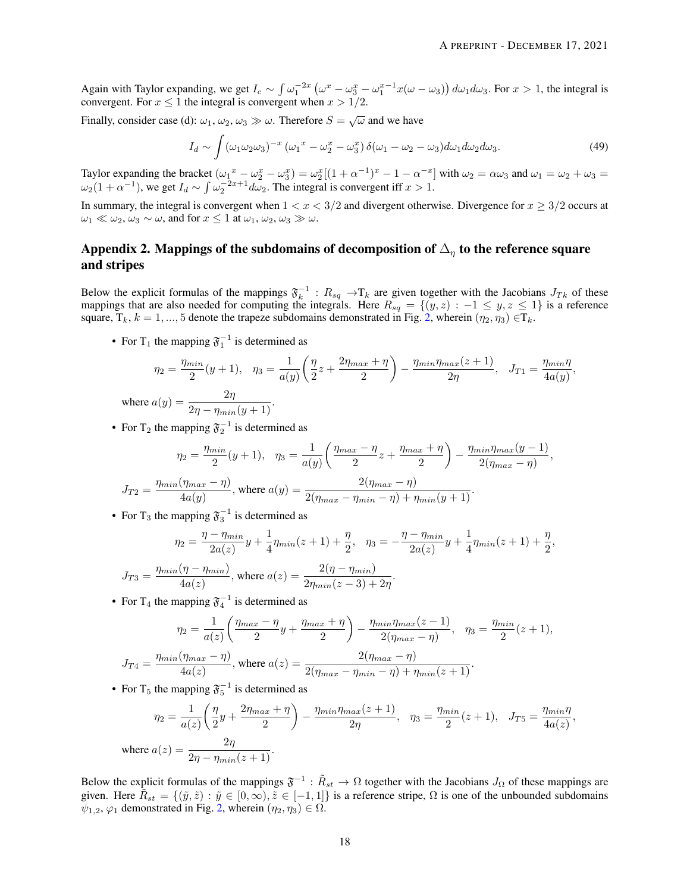Again with Taylor expanding, we get $I_c \sim \int \omega_1^{-2x}\left(\omega^x - \omega_3^x - \omega_1^{x-1}x(\omega-\omega_3)\right)d\omega_1 d\omega_3$. For $x > 1$, the integral is convergent. For $x \leq 1$ the integral is convergent when $x > 1/2$.

Finally, consider case (d): $\omega_1, \omega_2, \omega_3 \gg \omega$. Therefore $S = \sqrt{\omega}$ and we have

$$I_d \sim \int (\omega_1\omega_2\omega_3)^{-x}\left({\omega_1}^x - \omega_2^x - \omega_3^x\right)\delta(\omega_1 - \omega_2 - \omega_3)d\omega_1 d\omega_2 d\omega_3. \tag{49}$$

Taylor expanding the bracket $({\omega_1}^x - \omega_2^x - \omega_3^x) = \omega_2^x[(1+\alpha^{-1})^x - 1 - \alpha^{-x}]$ with $\omega_2 = \alpha\omega_3$ and $\omega_1 = \omega_2 + \omega_3 = \omega_2(1+\alpha^{-1})$, we get $I_d \sim \int {\omega_2}^{-2x+1}d\omega_2$. The integral is convergent iff $x > 1$.

In summary, the integral is convergent when $1 < x < 3/2$ and divergent otherwise. Divergence for $x \geq 3/2$ occurs at $\omega_1 \ll \omega_2, \omega_3 \sim \omega$, and for $x \leq 1$ at $\omega_1, \omega_2, \omega_3 \gg \omega$.

## Appendix 2. Mappings of the subdomains of decomposition of $\Delta_\eta$ to the reference square and stripes

Below the explicit formulas of the mappings $\mathfrak{F}_k^{-1} : R_{sq} \to \mathrm{T}_k$ are given together with the Jacobians $J_{Tk}$ of these mappings that are also needed for computing the integrals. Here $R_{sq} = \{(y,z) : -1 \leq y, z \leq 1\}$ is a reference square, $\mathrm{T}_k$, $k = 1, ..., 5$ denote the trapeze subdomains demonstrated in Fig. 2, wherein $(\eta_2, \eta_3) \in \mathrm{T}_k$.

- For $\mathrm{T}_1$ the mapping $\mathfrak{F}_1^{-1}$ is determined as

$$\eta_2 = \frac{\eta_{min}}{2}(y+1), \quad \eta_3 = \frac{1}{a(y)}\left(\frac{\eta}{2}z + \frac{2\eta_{max} + \eta}{2}\right) - \frac{\eta_{min}\eta_{max}(z+1)}{2\eta}, \quad J_{T1} = \frac{\eta_{min}\eta}{4a(y)},$$

  where $a(y) = \dfrac{2\eta}{2\eta - \eta_{min}(y+1)}$.

- For $\mathrm{T}_2$ the mapping $\mathfrak{F}_2^{-1}$ is determined as

$$\eta_2 = \frac{\eta_{min}}{2}(y+1), \quad \eta_3 = \frac{1}{a(y)}\left(\frac{\eta_{max} - \eta}{2}z + \frac{\eta_{max} + \eta}{2}\right) - \frac{\eta_{min}\eta_{max}(y-1)}{2(\eta_{max} - \eta)},$$

  $J_{T2} = \dfrac{\eta_{min}(\eta_{max} - \eta)}{4a(y)}$, where $a(y) = \dfrac{2(\eta_{max} - \eta)}{2(\eta_{max} - \eta_{min} - \eta) + \eta_{min}(y+1)}$.

- For $\mathrm{T}_3$ the mapping $\mathfrak{F}_3^{-1}$ is determined as

$$\eta_2 = \frac{\eta - \eta_{min}}{2a(z)}y + \frac{1}{4}\eta_{min}(z+1) + \frac{\eta}{2}, \quad \eta_3 = -\frac{\eta - \eta_{min}}{2a(z)}y + \frac{1}{4}\eta_{min}(z+1) + \frac{\eta}{2},$$

  $J_{T3} = \dfrac{\eta_{min}(\eta - \eta_{min})}{4a(z)}$, where $a(z) = \dfrac{2(\eta - \eta_{min})}{2\eta_{min}(z-3) + 2\eta}$.

- For $\mathrm{T}_4$ the mapping $\mathfrak{F}_4^{-1}$ is determined as

$$\eta_2 = \frac{1}{a(z)}\left(\frac{\eta_{max} - \eta}{2}y + \frac{\eta_{max} + \eta}{2}\right) - \frac{\eta_{min}\eta_{max}(z-1)}{2(\eta_{max} - \eta)}, \quad \eta_3 = \frac{\eta_{min}}{2}(z+1),$$

  $J_{T4} = \dfrac{\eta_{min}(\eta_{max} - \eta)}{4a(z)}$, where $a(z) = \dfrac{2(\eta_{max} - \eta)}{2(\eta_{max} - \eta_{min} - \eta) + \eta_{min}(z+1)}$.

- For $\mathrm{T}_5$ the mapping $\mathfrak{F}_5^{-1}$ is determined as

$$\eta_2 = \frac{1}{a(z)}\left(\frac{\eta}{2}y + \frac{2\eta_{max} + \eta}{2}\right) - \frac{\eta_{min}\eta_{max}(z+1)}{2\eta}, \quad \eta_3 = \frac{\eta_{min}}{2}(z+1), \quad J_{T5} = \frac{\eta_{min}\eta}{4a(z)},$$

  where $a(z) = \dfrac{2\eta}{2\eta - \eta_{min}(z+1)}$.

Below the explicit formulas of the mappings $\mathfrak{F}^{-1} : \tilde{R}_{st} \to \Omega$ together with the Jacobians $J_\Omega$ of these mappings are given. Here $\tilde{R}_{st} = \{(\tilde{y}, \tilde{z}) : \tilde{y} \in [0, \infty), \tilde{z} \in [-1, 1]\}$ is a reference stripe, $\Omega$ is one of the unbounded subdomains $\psi_{1,2}$, $\varphi_1$ demonstrated in Fig. 2, wherein $(\eta_2, \eta_3) \in \Omega$.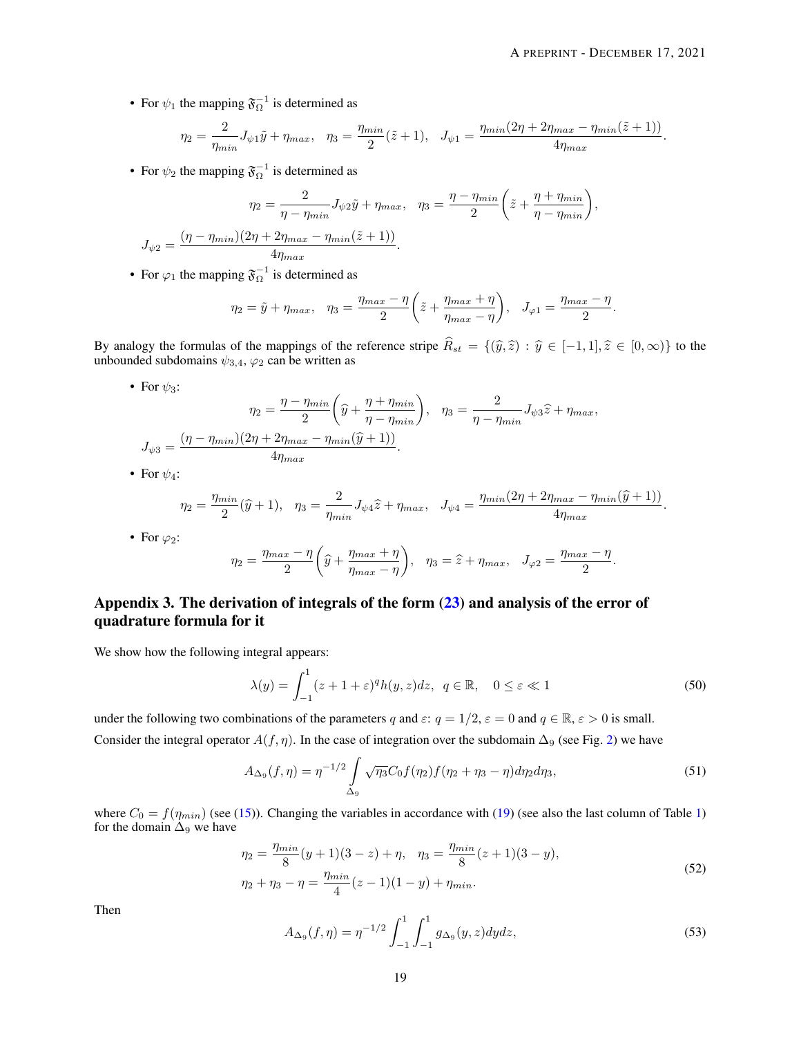- For $\psi_1$ the mapping $\mathfrak{F}_\Omega^{-1}$ is determined as

$$\eta_2 = \frac{2}{\eta_{min}} J_{\psi 1}\tilde{y} + \eta_{max}, \quad \eta_3 = \frac{\eta_{min}}{2}(\tilde{z}+1), \quad J_{\psi 1} = \frac{\eta_{min}(2\eta + 2\eta_{max} - \eta_{min}(\tilde{z}+1))}{4\eta_{max}}.$$

- For $\psi_2$ the mapping $\mathfrak{F}_\Omega^{-1}$ is determined as

$$\eta_2 = \frac{2}{\eta - \eta_{min}} J_{\psi 2}\tilde{y} + \eta_{max}, \quad \eta_3 = \frac{\eta - \eta_{min}}{2}\left(\tilde{z} + \frac{\eta + \eta_{min}}{\eta - \eta_{min}}\right),$$

$$J_{\psi 2} = \frac{(\eta - \eta_{min})(2\eta + 2\eta_{max} - \eta_{min}(\tilde{z}+1))}{4\eta_{max}}.$$

- For $\varphi_1$ the mapping $\mathfrak{F}_\Omega^{-1}$ is determined as

$$\eta_2 = \tilde{y} + \eta_{max}, \quad \eta_3 = \frac{\eta_{max} - \eta}{2}\left(\tilde{z} + \frac{\eta_{max} + \eta}{\eta_{max} - \eta}\right), \quad J_{\varphi 1} = \frac{\eta_{max} - \eta}{2}.$$

By analogy the formulas of the mappings of the reference stripe $\widehat{R}_{st} = \{(\widehat{y}, \widehat{z}) : \widehat{y} \in [-1, 1], \widehat{z} \in [0, \infty)\}$ to the unbounded subdomains $\psi_{3,4}$, $\varphi_2$ can be written as

- For $\psi_3$:

$$\eta_2 = \frac{\eta - \eta_{min}}{2}\left(\widehat{y} + \frac{\eta + \eta_{min}}{\eta - \eta_{min}}\right), \quad \eta_3 = \frac{2}{\eta - \eta_{min}} J_{\psi 3}\widehat{z} + \eta_{max},$$

$$J_{\psi 3} = \frac{(\eta - \eta_{min})(2\eta + 2\eta_{max} - \eta_{min}(\widehat{y}+1))}{4\eta_{max}}.$$

- For $\psi_4$:

$$\eta_2 = \frac{\eta_{min}}{2}(\widehat{y}+1), \quad \eta_3 = \frac{2}{\eta_{min}} J_{\psi 4}\widehat{z} + \eta_{max}, \quad J_{\psi 4} = \frac{\eta_{min}(2\eta + 2\eta_{max} - \eta_{min}(\widehat{y}+1))}{4\eta_{max}}.$$

- For $\varphi_2$:

$$\eta_2 = \frac{\eta_{max} - \eta}{2}\left(\widehat{y} + \frac{\eta_{max} + \eta}{\eta_{max} - \eta}\right), \quad \eta_3 = \widehat{z} + \eta_{max}, \quad J_{\varphi 2} = \frac{\eta_{max} - \eta}{2}.$$

## Appendix 3. The derivation of integrals of the form (23) and analysis of the error of quadrature formula for it

We show how the following integral appears:

$$\lambda(y) = \int_{-1}^{1} (z + 1 + \varepsilon)^q h(y, z) dz, \quad q \in \mathbb{R}, \quad 0 \le \varepsilon \ll 1 \tag{50}$$

under the following two combinations of the parameters $q$ and $\varepsilon$: $q = 1/2, \varepsilon = 0$ and $q \in \mathbb{R}$, $\varepsilon > 0$ is small.

Consider the integral operator $A(f, \eta)$. In the case of integration over the subdomain $\Delta_9$ (see Fig. 2) we have

$$A_{\Delta_9}(f, \eta) = \eta^{-1/2} \int\limits_{\Delta_9} \sqrt{\eta_3} C_0 f(\eta_2) f(\eta_2 + \eta_3 - \eta) d\eta_2 d\eta_3, \tag{51}$$

where $C_0 = f(\eta_{min})$ (see (15)). Changing the variables in accordance with (19) (see also the last column of Table 1) for the domain $\Delta_9$ we have

$$\eta_2 = \frac{\eta_{min}}{8}(y+1)(3-z) + \eta, \quad \eta_3 = \frac{\eta_{min}}{8}(z+1)(3-y),$$
$$\eta_2 + \eta_3 - \eta = \frac{\eta_{min}}{4}(z-1)(1-y) + \eta_{min}. \tag{52}$$

Then

$$A_{\Delta_9}(f, \eta) = \eta^{-1/2} \int_{-1}^{1} \int_{-1}^{1} g_{\Delta_9}(y, z) dy dz, \tag{53}$$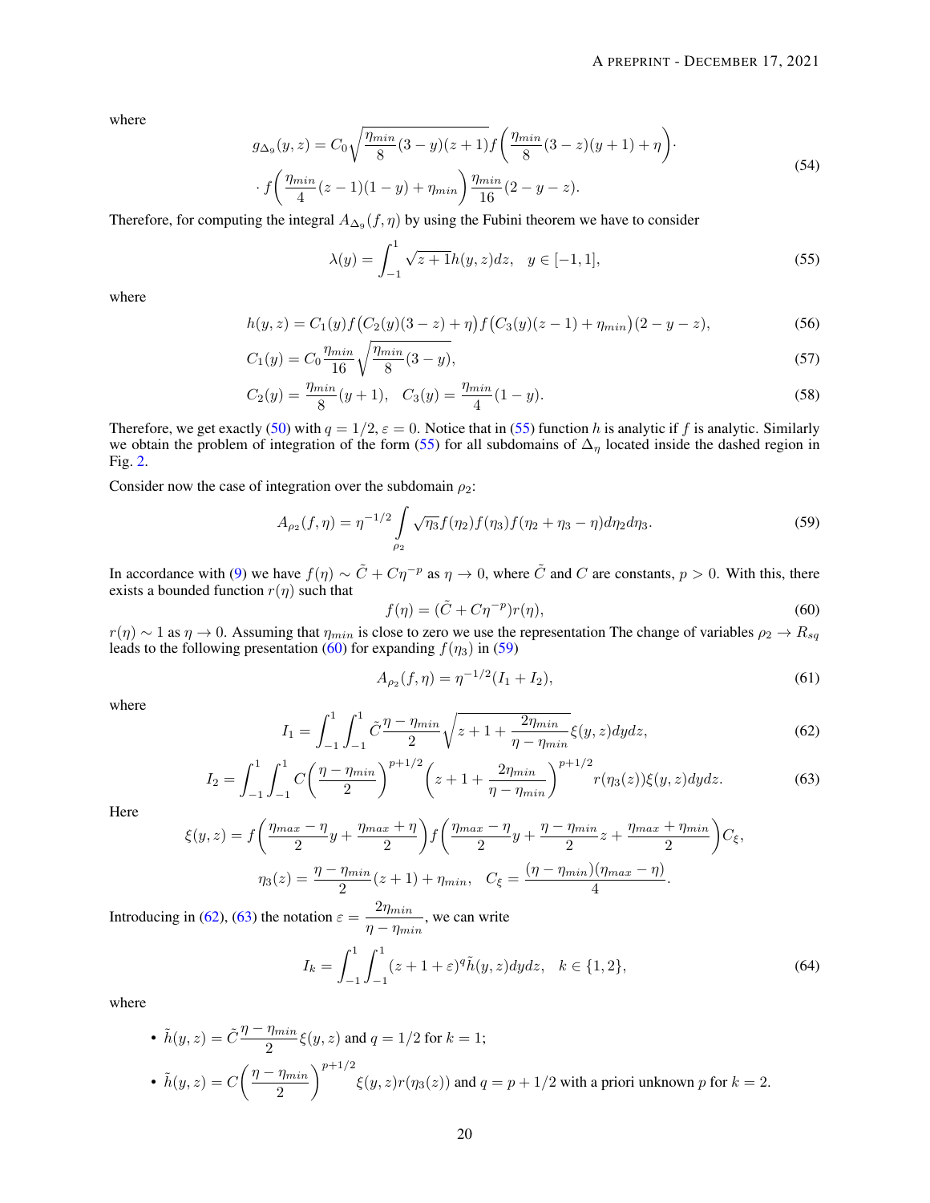where

$$
\begin{aligned}
g_{\Delta_9}(y,z) = C_0\sqrt{\frac{\eta_{min}}{8}(3-y)(z+1)}f\bigg(\frac{\eta_{min}}{8}(3-z)(y+1)+\eta\bigg)\cdot \\
\cdot f\bigg(\frac{\eta_{min}}{4}(z-1)(1-y)+\eta_{min}\bigg)\frac{\eta_{min}}{16}(2-y-z).
\end{aligned}
\tag{54}
$$

Therefore, for computing the integral $A_{\Delta_9}(f,\eta)$ by using the Fubini theorem we have to consider

$$
\lambda(y) = \int_{-1}^{1}\sqrt{z+1}h(y,z)dz, \quad y\in[-1,1], \tag{55}
$$

where

$$
h(y,z) = C_1(y)f\big(C_2(y)(3-z)+\eta\big)f\big(C_3(y)(z-1)+\eta_{min}\big)(2-y-z), \tag{56}
$$

$$
C_1(y) = C_0\frac{\eta_{min}}{16}\sqrt{\frac{\eta_{min}}{8}(3-y)}, \tag{57}
$$

$$
C_2(y) = \frac{\eta_{min}}{8}(y+1), \quad C_3(y) = \frac{\eta_{min}}{4}(1-y). \tag{58}
$$

Therefore, we get exactly (50) with $q=1/2$, $\varepsilon=0$. Notice that in (55) function $h$ is analytic if $f$ is analytic. Similarly we obtain the problem of integration of the form (55) for all subdomains of $\Delta_\eta$ located inside the dashed region in Fig. 2.

Consider now the case of integration over the subdomain $\rho_2$:

$$
A_{\rho_2}(f,\eta) = \eta^{-1/2}\int\limits_{\rho_2}\sqrt{\eta_3}f(\eta_2)f(\eta_3)f(\eta_2+\eta_3-\eta)d\eta_2 d\eta_3. \tag{59}
$$

In accordance with (9) we have $f(\eta)\sim\tilde{C}+C\eta^{-p}$ as $\eta\to 0$, where $\tilde{C}$ and $C$ are constants, $p>0$. With this, there exists a bounded function $r(\eta)$ such that

$$
f(\eta) = (\tilde{C}+C\eta^{-p})r(\eta), \tag{60}
$$

$r(\eta)\sim 1$ as $\eta\to 0$. Assuming that $\eta_{min}$ is close to zero we use the representation The change of variables $\rho_2\to R_{sq}$ leads to the following presentation (60) for expanding $f(\eta_3)$ in (59)

$$
A_{\rho_2}(f,\eta) = \eta^{-1/2}(I_1+I_2), \tag{61}
$$

where

$$
I_1 = \int_{-1}^{1}\int_{-1}^{1}\tilde{C}\frac{\eta-\eta_{min}}{2}\sqrt{z+1+\frac{2\eta_{min}}{\eta-\eta_{min}}}\xi(y,z)dydz, \tag{62}
$$

$$
I_2 = \int_{-1}^{1}\int_{-1}^{1}C\bigg(\frac{\eta-\eta_{min}}{2}\bigg)^{p+1/2}\bigg(z+1+\frac{2\eta_{min}}{\eta-\eta_{min}}\bigg)^{p+1/2}r(\eta_3(z))\xi(y,z)dydz. \tag{63}
$$

Here

$$
\xi(y,z) = f\bigg(\frac{\eta_{max}-\eta}{2}y+\frac{\eta_{max}+\eta}{2}\bigg)f\bigg(\frac{\eta_{max}-\eta}{2}y+\frac{\eta-\eta_{min}}{2}z+\frac{\eta_{max}+\eta_{min}}{2}\bigg)C_\xi,
$$

$$
\eta_3(z) = \frac{\eta-\eta_{min}}{2}(z+1)+\eta_{min}, \quad C_\xi = \frac{(\eta-\eta_{min})(\eta_{max}-\eta)}{4}.
$$

Introducing in (62), (63) the notation $\varepsilon = \dfrac{2\eta_{min}}{\eta-\eta_{min}}$, we can write

$$
I_k = \int_{-1}^{1}\int_{-1}^{1}(z+1+\varepsilon)^q\tilde{h}(y,z)dydz, \quad k\in\{1,2\}, \tag{64}
$$

where

- $\tilde{h}(y,z) = \tilde{C}\dfrac{\eta-\eta_{min}}{2}\xi(y,z)$ and $q=1/2$ for $k=1$;
- $\tilde{h}(y,z) = C\bigg(\dfrac{\eta-\eta_{min}}{2}\bigg)^{p+1/2}\xi(y,z)r(\eta_3(z))$ and $q=p+1/2$ with a priori unknown $p$ for $k=2$.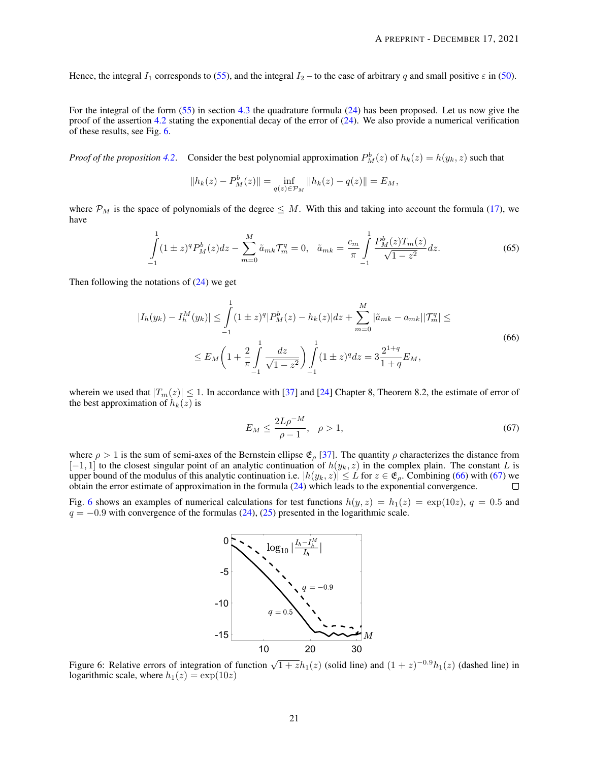Hence, the integral $I_1$ corresponds to (55), and the integral $I_2$ – to the case of arbitrary $q$ and small positive $\varepsilon$ in (50).

For the integral of the form (55) in section 4.3 the quadrature formula (24) has been proposed. Let us now give the proof of the assertion 4.2 stating the exponential decay of the error of (24). We also provide a numerical verification of these results, see Fig. 6.

*Proof of the proposition 4.2.* Consider the best polynomial approximation $P_M^b(z)$ of $h_k(z) = h(y_k, z)$ such that

$$\|h_k(z) - P_M^b(z)\| = \inf_{q(z)\in\mathcal{P}_M} \|h_k(z) - q(z)\| = E_M,$$

where $\mathcal{P}_M$ is the space of polynomials of the degree $\leq M$. With this and taking into account the formula (17), we have

$$\int_{-1}^{1}(1\pm z)^q P_M^b(z)dz - \sum_{m=0}^{M}\tilde{a}_{mk}\mathcal{T}_m^q = 0, \quad \tilde{a}_{mk} = \frac{c_m}{\pi}\int_{-1}^{1}\frac{P_M^b(z)T_m(z)}{\sqrt{1-z^2}}dz. \tag{65}$$

Then following the notations of (24) we get

$$\begin{aligned}|I_h(y_k) - I_h^M(y_k)| \leq \int_{-1}^{1}(1\pm z)^q|P_M^b(z) - h_k(z)|dz + \sum_{m=0}^{M}|\tilde{a}_{mk} - a_{mk}||\mathcal{T}_m^q| \leq \\ \leq E_M\left(1 + \frac{2}{\pi}\int_{-1}^{1}\frac{dz}{\sqrt{1-z^2}}\right)\int_{-1}^{1}(1\pm z)^q dz = 3\frac{2^{1+q}}{1+q}E_M,\end{aligned} \tag{66}$$

wherein we used that $|T_m(z)| \leq 1$. In accordance with [37] and [24] Chapter 8, Theorem 8.2, the estimate of error of the best approximation of $h_k(z)$ is

$$E_M \leq \frac{2L\rho^{-M}}{\rho - 1}, \quad \rho > 1, \tag{67}$$

where $\rho > 1$ is the sum of semi-axes of the Bernstein ellipse $\mathfrak{E}_\rho$ [37]. The quantity $\rho$ characterizes the distance from $[-1, 1]$ to the closest singular point of an analytic continuation of $h(y_k, z)$ in the complex plain. The constant $L$ is upper bound of the modulus of this analytic continuation i.e. $|h(y_k, z)| \leq L$ for $z \in \mathfrak{E}_\rho$. Combining (66) with (67) we obtain the error estimate of approximation in the formula (24) which leads to the exponential convergence. □

Fig. 6 shows an examples of numerical calculations for test functions $h(y, z) = h_1(z) = \exp(10z)$, $q = 0.5$ and $q = -0.9$ with convergence of the formulas (24), (25) presented in the logarithmic scale.

Figure 6: Relative errors of integration of function $\sqrt{1+z}h_1(z)$ (solid line) and $(1+z)^{-0.9}h_1(z)$ (dashed line) in logarithmic scale, where $h_1(z) = \exp(10z)$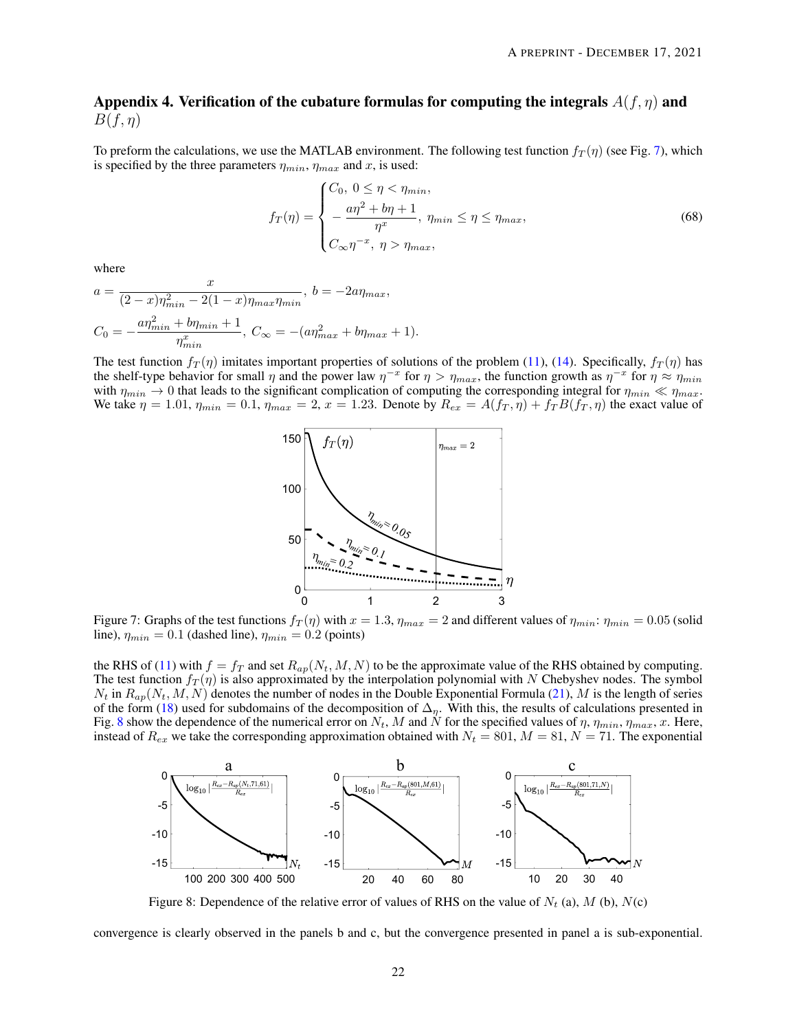## Appendix 4. Verification of the cubature formulas for computing the integrals $A(f,\eta)$ and $B(f,\eta)$

To preform the calculations, we use the MATLAB environment. The following test function $f_T(\eta)$ (see Fig. 7), which is specified by the three parameters $\eta_{min}$, $\eta_{max}$ and $x$, is used:

$$
f_T(\eta) = \begin{cases} C_0, \ 0 \le \eta < \eta_{min}, \\ -\dfrac{a\eta^2 + b\eta + 1}{\eta^x}, \ \eta_{min} \le \eta \le \eta_{max}, \\ C_\infty \eta^{-x}, \ \eta > \eta_{max}, \end{cases} \tag{68}
$$

where

$$
a = \frac{x}{(2-x)\eta_{min}^2 - 2(1-x)\eta_{max}\eta_{min}}, \ b = -2a\eta_{max},
$$

$$
C_0 = -\frac{a\eta_{min}^2 + b\eta_{min} + 1}{\eta_{min}^x}, \ C_\infty = -(a\eta_{max}^2 + b\eta_{max} + 1).
$$

The test function $f_T(\eta)$ imitates important properties of solutions of the problem (11), (14). Specifically, $f_T(\eta)$ has the shelf-type behavior for small $\eta$ and the power law $\eta^{-x}$ for $\eta > \eta_{max}$, the function growth as $\eta^{-x}$ for $\eta \approx \eta_{min}$ with $\eta_{min} \to 0$ that leads to the significant complication of computing the corresponding integral for $\eta_{min} \ll \eta_{max}$. We take $\eta = 1.01$, $\eta_{min} = 0.1$, $\eta_{max} = 2$, $x = 1.23$. Denote by $R_{ex} = A(f_T, \eta) + f_T B(f_T, \eta)$ the exact value of the RHS of (11) with $f = f_T$ and set $R_{ap}(N_t, M, N)$ to be the approximate value of the RHS obtained by computing. The test function $f_T(\eta)$ is also approximated by the interpolation polynomial with $N$ Chebyshev nodes. The symbol $N_t$ in $R_{ap}(N_t, M, N)$ denotes the number of nodes in the Double Exponential Formula (21), $M$ is the length of series of the form (18) used for subdomains of the decomposition of $\Delta_\eta$. With this, the results of calculations presented in Fig. 8 show the dependence of the numerical error on $N_t$, $M$ and $N$ for the specified values of $\eta$, $\eta_{min}$, $\eta_{max}$, $x$. Here, instead of $R_{ex}$ we take the corresponding approximation obtained with $N_t = 801$, $M = 81$, $N = 71$. The exponential convergence is clearly observed in the panels b and c, but the convergence presented in panel a is sub-exponential.

Figure 7: Graphs of the test functions $f_T(\eta)$ with $x = 1.3$, $\eta_{max} = 2$ and different values of $\eta_{min}$: $\eta_{min} = 0.05$ (solid line), $\eta_{min} = 0.1$ (dashed line), $\eta_{min} = 0.2$ (points)

Figure 8: Dependence of the relative error of values of RHS on the value of $N_t$ (a), $M$ (b), $N$(c)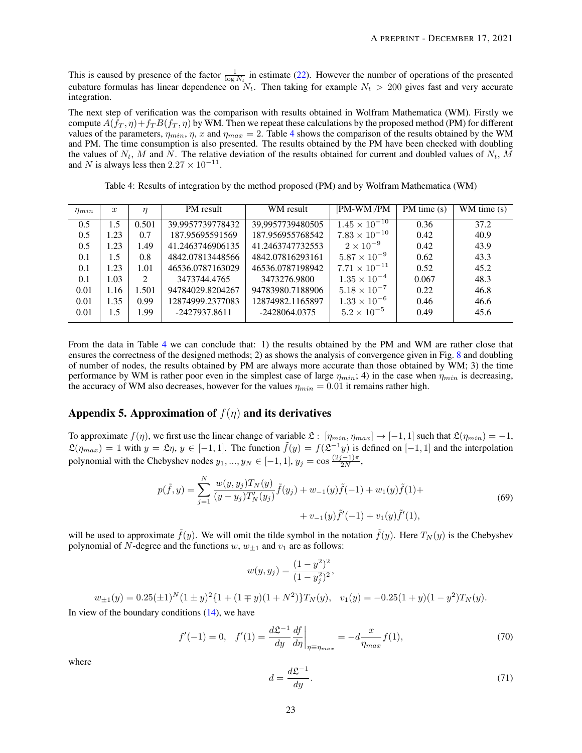This is caused by presence of the factor $\frac{1}{\log N_t}$ in estimate (22). However the number of operations of the presented cubature formulas has linear dependence on $N_t$. Then taking for example $N_t > 200$ gives fast and very accurate integration.

The next step of verification was the comparison with results obtained in Wolfram Mathematica (WM). Firstly we compute $A(f_T, \eta) + f_T B(f_T, \eta)$ by WM. Then we repeat these calculations by the proposed method (PM) for different values of the parameters, $\eta_{min}$, $\eta$, $x$ and $\eta_{max} = 2$. Table 4 shows the comparison of the results obtained by the WM and PM. The time consumption is also presented. The results obtained by the PM have been checked with doubling the values of $N_t$, $M$ and $N$. The relative deviation of the results obtained for current and doubled values of $N_t$, $M$ and $N$ is always less then $2.27 \times 10^{-11}$.

Table 4: Results of integration by the method proposed (PM) and by Wolfram Mathematica (WM)

| $\eta_{min}$ | $x$ | $\eta$ | PM result | WM result | \|PM-WM\|/PM | PM time (s) | WM time (s) |
|---|---|---|---|---|---|---|---|
| 0.5 | 1.5 | 0.501 | 39.9957739778432 | 39,9957739480505 | $1.45 \times 10^{-10}$ | 0.36 | 37.2 |
| 0.5 | 1.23 | 0.7 | 187.95695591569 | 187.956955768542 | $7.83 \times 10^{-10}$ | 0.42 | 40.9 |
| 0.5 | 1.23 | 1.49 | 41.2463746906135 | 41.2463747732553 | $2 \times 10^{-9}$ | 0.42 | 43.9 |
| 0.1 | 1.5 | 0.8 | 4842.07813448566 | 4842.07816293161 | $5.87 \times 10^{-9}$ | 0.62 | 43.3 |
| 0.1 | 1.23 | 1.01 | 46536.0787163029 | 46536.0787198942 | $7.71 \times 10^{-11}$ | 0.52 | 45.2 |
| 0.1 | 1.03 | 2 | 3473744.4765 | 3473276.9800 | $1.35 \times 10^{-4}$ | 0.067 | 48.3 |
| 0.01 | 1.16 | 1.501 | 94784029.8204267 | 94783980.7188906 | $5.18 \times 10^{-7}$ | 0.22 | 46.8 |
| 0.01 | 1.35 | 0.99 | 12874999.2377083 | 12874982.1165897 | $1.33 \times 10^{-6}$ | 0.46 | 46.6 |
| 0.01 | 1.5 | 1.99 | -2427937.8611 | -2428064.0375 | $5.2 \times 10^{-5}$ | 0.49 | 45.6 |

From the data in Table 4 we can conclude that: 1) the results obtained by the PM and WM are rather close that ensures the correctness of the designed methods; 2) as shows the analysis of convergence given in Fig. 8 and doubling of number of nodes, the results obtained by PM are always more accurate than those obtained by WM; 3) the time performance by WM is rather poor even in the simplest case of large $\eta_{min}$; 4) in the case when $\eta_{min}$ is decreasing, the accuracy of WM also decreases, however for the values $\eta_{min} = 0.01$ it remains rather high.

## Appendix 5. Approximation of $f(\eta)$ and its derivatives

To approximate $f(\eta)$, we first use the linear change of variable $\mathfrak{L} : [\eta_{min}, \eta_{max}] \to [-1, 1]$ such that $\mathfrak{L}(\eta_{min}) = -1$, $\mathfrak{L}(\eta_{max}) = 1$ with $y = \mathfrak{L}\eta$, $y \in [-1, 1]$. The function $\tilde{f}(y) = f(\mathfrak{L}^{-1}y)$ is defined on $[-1, 1]$ and the interpolation polynomial with the Chebyshev nodes $y_1, ..., y_N \in [-1, 1]$, $y_j = \cos\frac{(2j-1)\pi}{2N}$,

$$
\begin{aligned}
p(\tilde{f}, y) = \sum_{j=1}^{N} \frac{w(y, y_j) T_N(y)}{(y - y_j) T_N'(y_j)} \tilde{f}(y_j) + w_{-1}(y)\tilde{f}(-1) + w_1(y)\tilde{f}(1) + \\
+ v_{-1}(y)\tilde{f}'(-1) + v_1(y)\tilde{f}'(1),
\end{aligned}
\tag{69}
$$

will be used to approximate $\tilde{f}(y)$. We will omit the tilde symbol in the notation $\tilde{f}(y)$. Here $T_N(y)$ is the Chebyshev polynomial of $N$-degree and the functions $w$, $w_{\pm 1}$ and $v_1$ are as follows:

$$
w(y, y_j) = \frac{(1 - y^2)^2}{(1 - y_j^2)^2},
$$

$$
w_{\pm 1}(y) = 0.25(\pm 1)^N (1 \pm y)^2 \{1 + (1 \mp y)(1 + N^2)\} T_N(y), \quad v_1(y) = -0.25(1 + y)(1 - y^2) T_N(y).
$$

In view of the boundary conditions (14), we have

$$
f'(-1) = 0, \quad f'(1) = \frac{d\mathfrak{L}^{-1}}{dy} \frac{df}{d\eta}\bigg|_{\eta \equiv \eta_{max}} = -d \frac{x}{\eta_{max}} f(1),
\tag{70}
$$

where

$$
d = \frac{d\mathfrak{L}^{-1}}{dy}.
\tag{71}
$$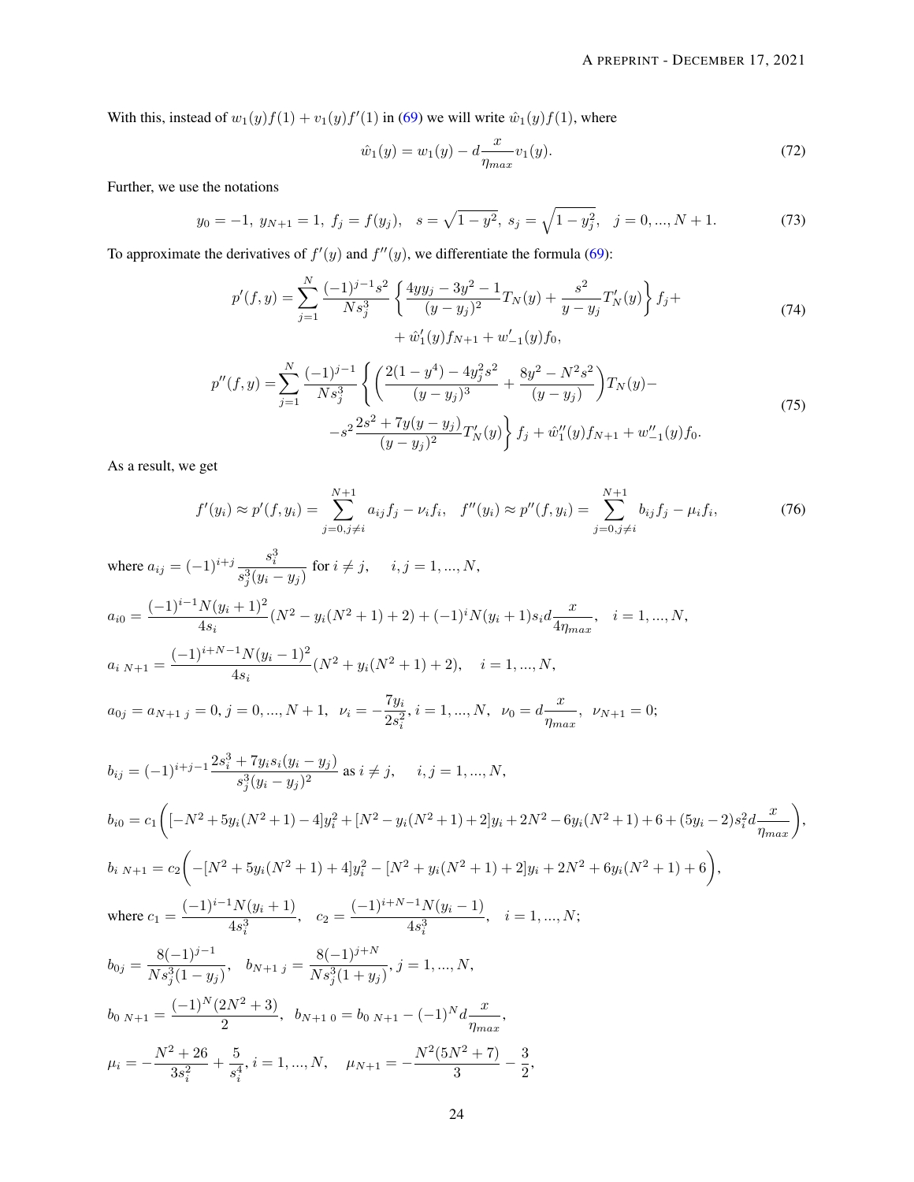With this, instead of $w_1(y)f(1) + v_1(y)f'(1)$ in (69) we will write $\hat{w}_1(y)f(1)$, where

$$
\hat{w}_1(y) = w_1(y) - d\frac{x}{\eta_{max}}v_1(y). \tag{72}
$$

Further, we use the notations

$$
y_0 = -1,\ y_{N+1} = 1,\ f_j = f(y_j), \quad s = \sqrt{1-y^2},\ s_j = \sqrt{1-y_j^2}, \quad j = 0, ..., N+1. \tag{73}
$$

To approximate the derivatives of $f'(y)$ and $f''(y)$, we differentiate the formula (69):

$$
\begin{aligned}
p'(f,y) = \sum_{j=1}^{N} \frac{(-1)^{j-1}s^2}{Ns_j^3}\left\{\frac{4yy_j - 3y^2 - 1}{(y-y_j)^2}T_N(y) + \frac{s^2}{y-y_j}T_N'(y)\right\}f_j + \\
+ \hat{w}_1'(y)f_{N+1} + w_{-1}'(y)f_0,
\end{aligned} \tag{74}
$$

$$
\begin{aligned}
p''(f,y) = &\sum_{j=1}^{N} \frac{(-1)^{j-1}}{Ns_j^3}\left\{\left(\frac{2(1-y^4) - 4y_j^2s^2}{(y-y_j)^3} + \frac{8y^2 - N^2s^2}{(y-y_j)}\right)T_N(y) - \right.\\
&\left. -s^2\frac{2s^2 + 7y(y-y_j)}{(y-y_j)^2}T_N'(y)\right\}f_j + \hat{w}_1''(y)f_{N+1} + w_{-1}''(y)f_0.
\end{aligned} \tag{75}
$$

As a result, we get

$$
f'(y_i) \approx p'(f, y_i) = \sum_{j=0, j\neq i}^{N+1} a_{ij}f_j - \nu_i f_i, \quad f''(y_i) \approx p''(f, y_i) = \sum_{j=0, j\neq i}^{N+1} b_{ij}f_j - \mu_i f_i, \tag{76}
$$

where $a_{ij} = (-1)^{i+j}\dfrac{s_i^3}{s_j^3(y_i - y_j)}$ for $i \neq j$, $\quad i, j = 1, ..., N$,

$a_{i0} = \dfrac{(-1)^{i-1}N(y_i+1)^2}{4s_i}(N^2 - y_i(N^2+1) + 2) + (-1)^iN(y_i+1)s_i d\dfrac{x}{4\eta_{max}}, \quad i = 1, ..., N,$

$a_{i\ N+1} = \dfrac{(-1)^{i+N-1}N(y_i-1)^2}{4s_i}(N^2 + y_i(N^2+1) + 2), \quad i = 1, ..., N,$

$a_{0j} = a_{N+1\ j} = 0, j = 0, ..., N+1, \ \ \nu_i = -\dfrac{7y_i}{2s_i^2}, i = 1, ..., N, \ \ \nu_0 = d\dfrac{x}{\eta_{max}}, \ \ \nu_{N+1} = 0;$

$b_{ij} = (-1)^{i+j-1}\dfrac{2s_i^3 + 7y_is_i(y_i - y_j)}{s_j^3(y_i - y_j)^2}$ as $i \neq j$, $\quad i, j = 1, ..., N$,

$b_{i0} = c_1\bigg([-N^2 + 5y_i(N^2+1) - 4]y_i^2 + [N^2 - y_i(N^2+1) + 2]y_i + 2N^2 - 6y_i(N^2+1) + 6 + (5y_i - 2)s_i^2 d\dfrac{x}{\eta_{max}}\bigg),$

$b_{i\ N+1} = c_2\bigg(-[N^2 + 5y_i(N^2+1) + 4]y_i^2 - [N^2 + y_i(N^2+1) + 2]y_i + 2N^2 + 6y_i(N^2+1) + 6\bigg),$

where $c_1 = \dfrac{(-1)^{i-1}N(y_i+1)}{4s_i^3}, \quad c_2 = \dfrac{(-1)^{i+N-1}N(y_i-1)}{4s_i^3}, \quad i = 1, ..., N;$

$b_{0j} = \dfrac{8(-1)^{j-1}}{Ns_j^3(1-y_j)}, \quad b_{N+1\ j} = \dfrac{8(-1)^{j+N}}{Ns_j^3(1+y_j)}, j = 1, ..., N,$

$b_{0\ N+1} = \dfrac{(-1)^N(2N^2+3)}{2}, \ \ b_{N+1\ 0} = b_{0\ N+1} - (-1)^N d\dfrac{x}{\eta_{max}},$

$\mu_i = -\dfrac{N^2+26}{3s_i^2} + \dfrac{5}{s_i^4}, i = 1, ..., N, \quad \mu_{N+1} = -\dfrac{N^2(5N^2+7)}{3} - \dfrac{3}{2},$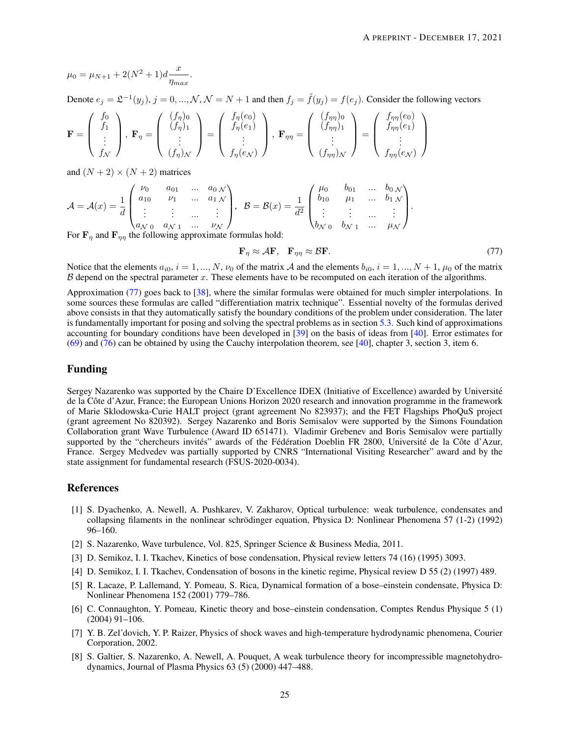$$\mu_0 = \mu_{N+1} + 2(N^2+1)d\frac{x}{\eta_{max}}.$$

Denote $e_j = \mathfrak{L}^{-1}(y_j)$, $j = 0, ..., \mathcal{N}$, $\mathcal{N} = N+1$ and then $f_j = \tilde{f}(y_j) = f(e_j)$. Consider the following vectors

$$\mathbf{F} = \begin{pmatrix} f_0 \\ f_1 \\ \vdots \\ f_{\mathcal{N}} \end{pmatrix}, \ \mathbf{F}_\eta = \begin{pmatrix} (f_\eta)_0 \\ (f_\eta)_1 \\ \vdots \\ (f_\eta)_{\mathcal{N}} \end{pmatrix} = \begin{pmatrix} f_\eta(e_0) \\ f_\eta(e_1) \\ \vdots \\ f_\eta(e_{\mathcal{N}}) \end{pmatrix}, \ \mathbf{F}_{\eta\eta} = \begin{pmatrix} (f_{\eta\eta})_0 \\ (f_{\eta\eta})_1 \\ \vdots \\ (f_{\eta\eta})_{\mathcal{N}} \end{pmatrix} = \begin{pmatrix} f_{\eta\eta}(e_0) \\ f_{\eta\eta}(e_1) \\ \vdots \\ f_{\eta\eta}(e_{\mathcal{N}}) \end{pmatrix}$$

and $(N+2)\times(N+2)$ matrices

$$\mathcal{A} = \mathcal{A}(x) = \frac{1}{d}\begin{pmatrix} \nu_0 & a_{01} & ... & a_{0\ \mathcal{N}} \\ a_{10} & \nu_1 & ... & a_{1\ \mathcal{N}} \\ \vdots & \vdots & ... & \vdots \\ a_{\mathcal{N}\ 0} & a_{\mathcal{N}\ 1} & ... & \nu_{\mathcal{N}} \end{pmatrix}, \ \mathcal{B} = \mathcal{B}(x) = \frac{1}{d^2}\begin{pmatrix} \mu_0 & b_{01} & ... & b_{0\ \mathcal{N}} \\ b_{10} & \mu_1 & ... & b_{1\ \mathcal{N}} \\ \vdots & \vdots & ... & \vdots \\ b_{\mathcal{N}\ 0} & b_{\mathcal{N}\ 1} & ... & \mu_{\mathcal{N}} \end{pmatrix}.$$

For $\mathbf{F}_\eta$ and $\mathbf{F}_{\eta\eta}$ the following approximate formulas hold:

$$\mathbf{F}_\eta \approx \mathcal{A}\mathbf{F}, \quad \mathbf{F}_{\eta\eta} \approx \mathcal{B}\mathbf{F}. \tag{77}$$

Notice that the elements $a_{i0}$, $i = 1, ..., N$, $\nu_0$ of the matrix $\mathcal{A}$ and the elements $b_{i0}$, $i = 1, ..., N+1$, $\mu_0$ of the matrix $\mathcal{B}$ depend on the spectral parameter $x$. These elements have to be recomputed on each iteration of the algorithms.

Approximation (77) goes back to [38], where the similar formulas were obtained for much simpler interpolations. In some sources these formulas are called "differentiation matrix technique". Essential novelty of the formulas derived above consists in that they automatically satisfy the boundary conditions of the problem under consideration. The later is fundamentally important for posing and solving the spectral problems as in section 5.3. Such kind of approximations accounting for boundary conditions have been developed in [39] on the basis of ideas from [40]. Error estimates for (69) and (76) can be obtained by using the Cauchy interpolation theorem, see [40], chapter 3, section 3, item 6.

## Funding

Sergey Nazarenko was supported by the Chaire D'Excellence IDEX (Initiative of Excellence) awarded by Université de la Côte d'Azur, France; the European Unions Horizon 2020 research and innovation programme in the framework of Marie Sklodowska-Curie HALT project (grant agreement No 823937); and the FET Flagships PhoQuS project (grant agreement No 820392). Sergey Nazarenko and Boris Semisalov were supported by the Simons Foundation Collaboration grant Wave Turbulence (Award ID 651471). Vladimir Grebenev and Boris Semisalov were partially supported by the "chercheurs invités" awards of the Fédération Doeblin FR 2800, Université de la Côte d'Azur, France. Sergey Medvedev was partially supported by CNRS "International Visiting Researcher" award and by the state assignment for fundamental research (FSUS-2020-0034).

## References

[1] S. Dyachenko, A. Newell, A. Pushkarev, V. Zakharov, Optical turbulence: weak turbulence, condensates and collapsing filaments in the nonlinear schrödinger equation, Physica D: Nonlinear Phenomena 57 (1-2) (1992) 96–160.

[2] S. Nazarenko, Wave turbulence, Vol. 825, Springer Science & Business Media, 2011.

[3] D. Semikoz, I. I. Tkachev, Kinetics of bose condensation, Physical review letters 74 (16) (1995) 3093.

[4] D. Semikoz, I. I. Tkachev, Condensation of bosons in the kinetic regime, Physical review D 55 (2) (1997) 489.

[5] R. Lacaze, P. Lallemand, Y. Pomeau, S. Rica, Dynamical formation of a bose–einstein condensate, Physica D: Nonlinear Phenomena 152 (2001) 779–786.

[6] C. Connaughton, Y. Pomeau, Kinetic theory and bose–einstein condensation, Comptes Rendus Physique 5 (1) (2004) 91–106.

[7] Y. B. Zel'dovich, Y. P. Raizer, Physics of shock waves and high-temperature hydrodynamic phenomena, Courier Corporation, 2002.

[8] S. Galtier, S. Nazarenko, A. Newell, A. Pouquet, A weak turbulence theory for incompressible magnetohydrodynamics, Journal of Plasma Physics 63 (5) (2000) 447–488.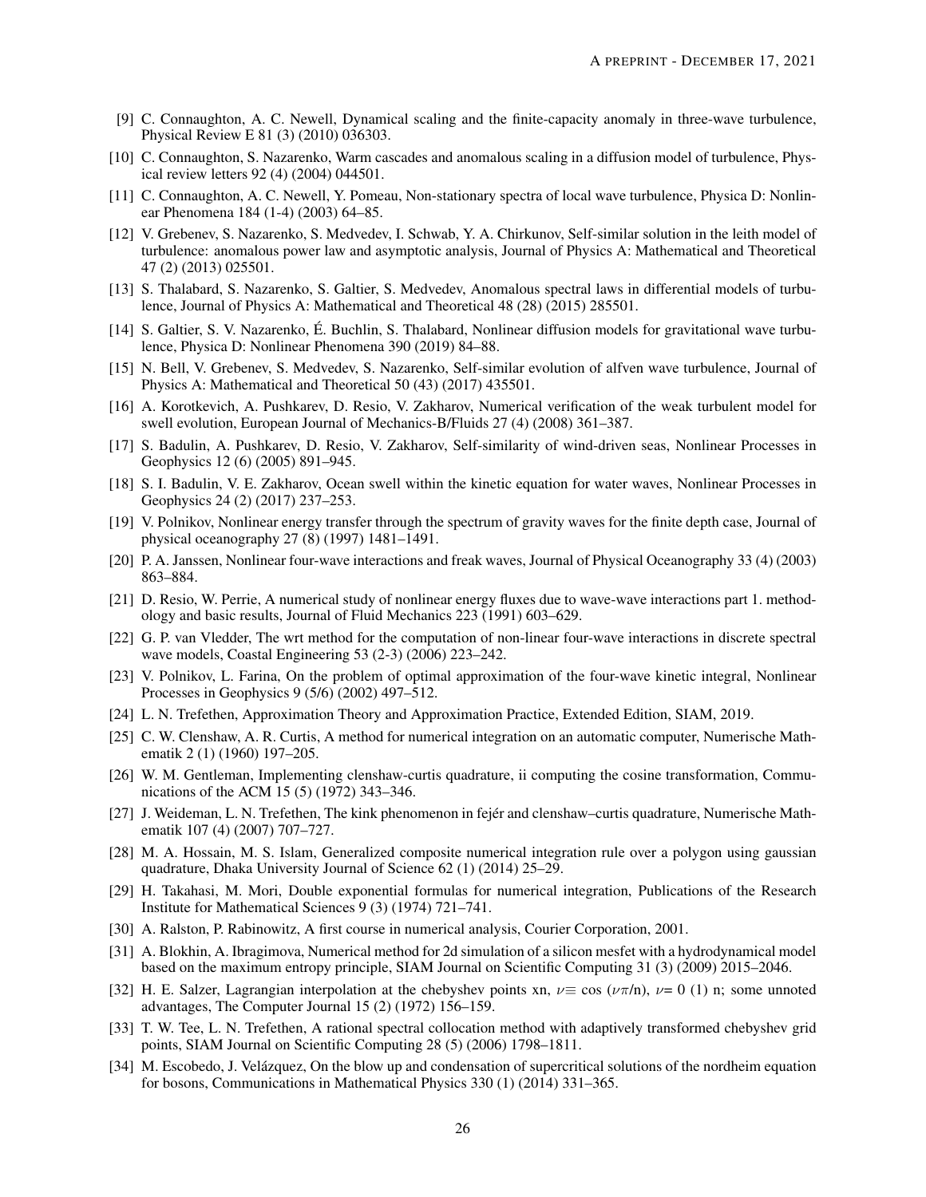[9] C. Connaughton, A. C. Newell, Dynamical scaling and the finite-capacity anomaly in three-wave turbulence, Physical Review E 81 (3) (2010) 036303.

[10] C. Connaughton, S. Nazarenko, Warm cascades and anomalous scaling in a diffusion model of turbulence, Physical review letters 92 (4) (2004) 044501.

[11] C. Connaughton, A. C. Newell, Y. Pomeau, Non-stationary spectra of local wave turbulence, Physica D: Nonlinear Phenomena 184 (1-4) (2003) 64–85.

[12] V. Grebenev, S. Nazarenko, S. Medvedev, I. Schwab, Y. A. Chirkunov, Self-similar solution in the leith model of turbulence: anomalous power law and asymptotic analysis, Journal of Physics A: Mathematical and Theoretical 47 (2) (2013) 025501.

[13] S. Thalabard, S. Nazarenko, S. Galtier, S. Medvedev, Anomalous spectral laws in differential models of turbulence, Journal of Physics A: Mathematical and Theoretical 48 (28) (2015) 285501.

[14] S. Galtier, S. V. Nazarenko, É. Buchlin, S. Thalabard, Nonlinear diffusion models for gravitational wave turbulence, Physica D: Nonlinear Phenomena 390 (2019) 84–88.

[15] N. Bell, V. Grebenev, S. Medvedev, S. Nazarenko, Self-similar evolution of alfven wave turbulence, Journal of Physics A: Mathematical and Theoretical 50 (43) (2017) 435501.

[16] A. Korotkevich, A. Pushkarev, D. Resio, V. Zakharov, Numerical verification of the weak turbulent model for swell evolution, European Journal of Mechanics-B/Fluids 27 (4) (2008) 361–387.

[17] S. Badulin, A. Pushkarev, D. Resio, V. Zakharov, Self-similarity of wind-driven seas, Nonlinear Processes in Geophysics 12 (6) (2005) 891–945.

[18] S. I. Badulin, V. E. Zakharov, Ocean swell within the kinetic equation for water waves, Nonlinear Processes in Geophysics 24 (2) (2017) 237–253.

[19] V. Polnikov, Nonlinear energy transfer through the spectrum of gravity waves for the finite depth case, Journal of physical oceanography 27 (8) (1997) 1481–1491.

[20] P. A. Janssen, Nonlinear four-wave interactions and freak waves, Journal of Physical Oceanography 33 (4) (2003) 863–884.

[21] D. Resio, W. Perrie, A numerical study of nonlinear energy fluxes due to wave-wave interactions part 1. methodology and basic results, Journal of Fluid Mechanics 223 (1991) 603–629.

[22] G. P. van Vledder, The wrt method for the computation of non-linear four-wave interactions in discrete spectral wave models, Coastal Engineering 53 (2-3) (2006) 223–242.

[23] V. Polnikov, L. Farina, On the problem of optimal approximation of the four-wave kinetic integral, Nonlinear Processes in Geophysics 9 (5/6) (2002) 497–512.

[24] L. N. Trefethen, Approximation Theory and Approximation Practice, Extended Edition, SIAM, 2019.

[25] C. W. Clenshaw, A. R. Curtis, A method for numerical integration on an automatic computer, Numerische Mathematik 2 (1) (1960) 197–205.

[26] W. M. Gentleman, Implementing clenshaw-curtis quadrature, ii computing the cosine transformation, Communications of the ACM 15 (5) (1972) 343–346.

[27] J. Weideman, L. N. Trefethen, The kink phenomenon in fejér and clenshaw–curtis quadrature, Numerische Mathematik 107 (4) (2007) 707–727.

[28] M. A. Hossain, M. S. Islam, Generalized composite numerical integration rule over a polygon using gaussian quadrature, Dhaka University Journal of Science 62 (1) (2014) 25–29.

[29] H. Takahasi, M. Mori, Double exponential formulas for numerical integration, Publications of the Research Institute for Mathematical Sciences 9 (3) (1974) 721–741.

[30] A. Ralston, P. Rabinowitz, A first course in numerical analysis, Courier Corporation, 2001.

[31] A. Blokhin, A. Ibragimova, Numerical method for 2d simulation of a silicon mesfet with a hydrodynamical model based on the maximum entropy principle, SIAM Journal on Scientific Computing 31 (3) (2009) 2015–2046.

[32] H. E. Salzer, Lagrangian interpolation at the chebyshev points xn, $\nu \equiv \cos(\nu\pi/n)$, $\nu$= 0 (1) n; some unnoted advantages, The Computer Journal 15 (2) (1972) 156–159.

[33] T. W. Tee, L. N. Trefethen, A rational spectral collocation method with adaptively transformed chebyshev grid points, SIAM Journal on Scientific Computing 28 (5) (2006) 1798–1811.

[34] M. Escobedo, J. Velázquez, On the blow up and condensation of supercritical solutions of the nordheim equation for bosons, Communications in Mathematical Physics 330 (1) (2014) 331–365.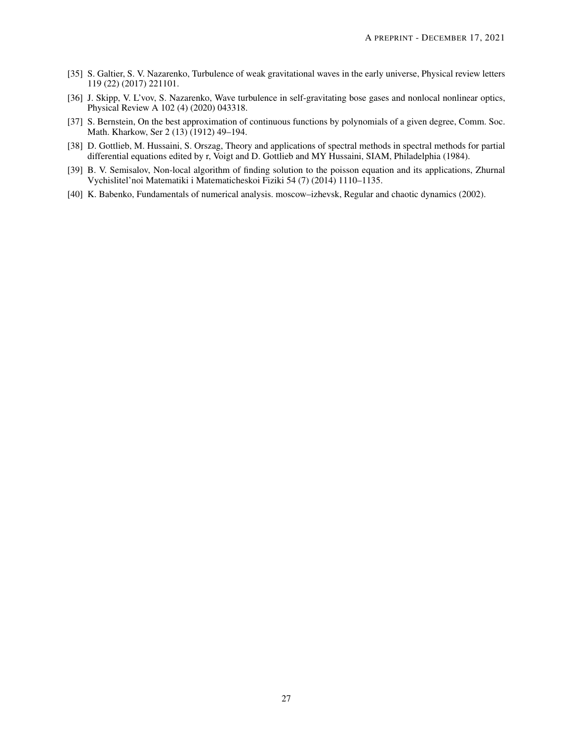[35] S. Galtier, S. V. Nazarenko, Turbulence of weak gravitational waves in the early universe, Physical review letters 119 (22) (2017) 221101.

[36] J. Skipp, V. L'vov, S. Nazarenko, Wave turbulence in self-gravitating bose gases and nonlocal nonlinear optics, Physical Review A 102 (4) (2020) 043318.

[37] S. Bernstein, On the best approximation of continuous functions by polynomials of a given degree, Comm. Soc. Math. Kharkow, Ser 2 (13) (1912) 49–194.

[38] D. Gottlieb, M. Hussaini, S. Orszag, Theory and applications of spectral methods in spectral methods for partial differential equations edited by r, Voigt and D. Gottlieb and MY Hussaini, SIAM, Philadelphia (1984).

[39] B. V. Semisalov, Non-local algorithm of finding solution to the poisson equation and its applications, Zhurnal Vychislitel'noi Matematiki i Matematicheskoi Fiziki 54 (7) (2014) 1110–1135.

[40] K. Babenko, Fundamentals of numerical analysis. moscow–izhevsk, Regular and chaotic dynamics (2002).